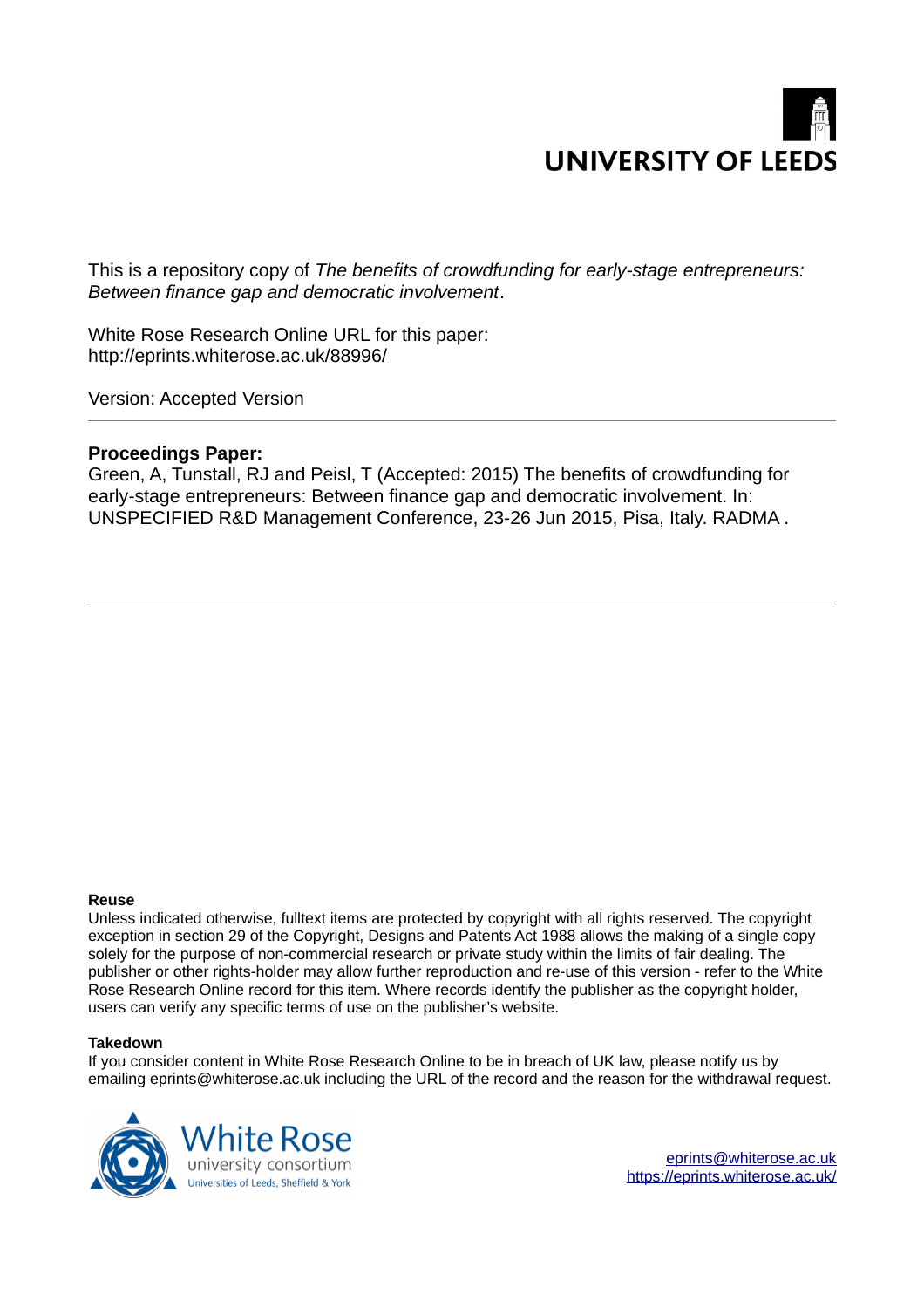UNIVERSITY OF LEEDS

This is a repository copy of *The benefits of crowdfunding for early-stage entrepreneurs: Between finance gap and democratic involvement*.

White Rose Research Online URL for this paper:
http://eprints.whiterose.ac.uk/88996/

Version: Accepted Version

---

**Proceedings Paper:**

Green, A, Tunstall, RJ and Peisl, T (Accepted: 2015) The benefits of crowdfunding for early-stage entrepreneurs: Between finance gap and democratic involvement. In: UNSPECIFIED R&D Management Conference, 23-26 Jun 2015, Pisa, Italy. RADMA .

---

**Reuse**

Unless indicated otherwise, fulltext items are protected by copyright with all rights reserved. The copyright exception in section 29 of the Copyright, Designs and Patents Act 1988 allows the making of a single copy solely for the purpose of non-commercial research or private study within the limits of fair dealing. The publisher or other rights-holder may allow further reproduction and re-use of this version - refer to the White Rose Research Online record for this item. Where records identify the publisher as the copyright holder, users can verify any specific terms of use on the publisher's website.

**Takedown**

If you consider content in White Rose Research Online to be in breach of UK law, please notify us by emailing eprints@whiterose.ac.uk including the URL of the record and the reason for the withdrawal request.

White Rose university consortium
Universities of Leeds, Sheffield & York

eprints@whiterose.ac.uk
https://eprints.whiterose.ac.uk/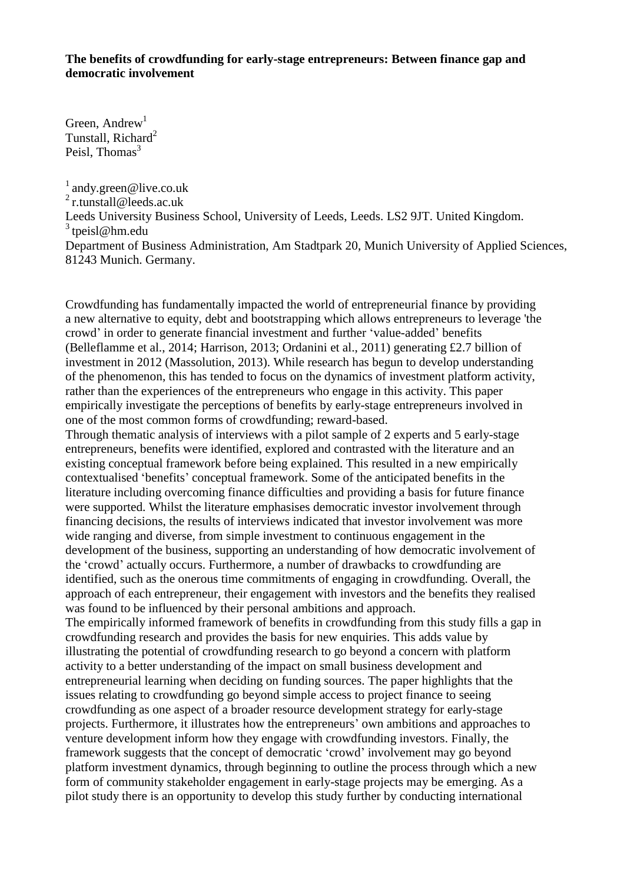**The benefits of crowdfunding for early-stage entrepreneurs: Between finance gap and democratic involvement**

Green, Andrew[1]
Tunstall, Richard[2]
Peisl, Thomas[3]

[1] andy.green@live.co.uk
[2] r.tunstall@leeds.ac.uk
Leeds University Business School, University of Leeds, Leeds. LS2 9JT. United Kingdom.
[3] tpeisl@hm.edu
Department of Business Administration, Am Stadtpark 20, Munich University of Applied Sciences, 81243 Munich. Germany.

Crowdfunding has fundamentally impacted the world of entrepreneurial finance by providing a new alternative to equity, debt and bootstrapping which allows entrepreneurs to leverage 'the crowd' in order to generate financial investment and further 'value-added' benefits (Belleflamme et al., 2014; Harrison, 2013; Ordanini et al., 2011) generating £2.7 billion of investment in 2012 (Massolution, 2013). While research has begun to develop understanding of the phenomenon, this has tended to focus on the dynamics of investment platform activity, rather than the experiences of the entrepreneurs who engage in this activity. This paper empirically investigate the perceptions of benefits by early-stage entrepreneurs involved in one of the most common forms of crowdfunding; reward-based.
Through thematic analysis of interviews with a pilot sample of 2 experts and 5 early-stage entrepreneurs, benefits were identified, explored and contrasted with the literature and an existing conceptual framework before being explained. This resulted in a new empirically contextualised 'benefits' conceptual framework. Some of the anticipated benefits in the literature including overcoming finance difficulties and providing a basis for future finance were supported. Whilst the literature emphasises democratic investor involvement through financing decisions, the results of interviews indicated that investor involvement was more wide ranging and diverse, from simple investment to continuous engagement in the development of the business, supporting an understanding of how democratic involvement of the 'crowd' actually occurs. Furthermore, a number of drawbacks to crowdfunding are identified, such as the onerous time commitments of engaging in crowdfunding. Overall, the approach of each entrepreneur, their engagement with investors and the benefits they realised was found to be influenced by their personal ambitions and approach.
The empirically informed framework of benefits in crowdfunding from this study fills a gap in crowdfunding research and provides the basis for new enquiries. This adds value by illustrating the potential of crowdfunding research to go beyond a concern with platform activity to a better understanding of the impact on small business development and entrepreneurial learning when deciding on funding sources. The paper highlights that the issues relating to crowdfunding go beyond simple access to project finance to seeing crowdfunding as one aspect of a broader resource development strategy for early-stage projects. Furthermore, it illustrates how the entrepreneurs' own ambitions and approaches to venture development inform how they engage with crowdfunding investors. Finally, the framework suggests that the concept of democratic 'crowd' involvement may go beyond platform investment dynamics, through beginning to outline the process through which a new form of community stakeholder engagement in early-stage projects may be emerging. As a pilot study there is an opportunity to develop this study further by conducting international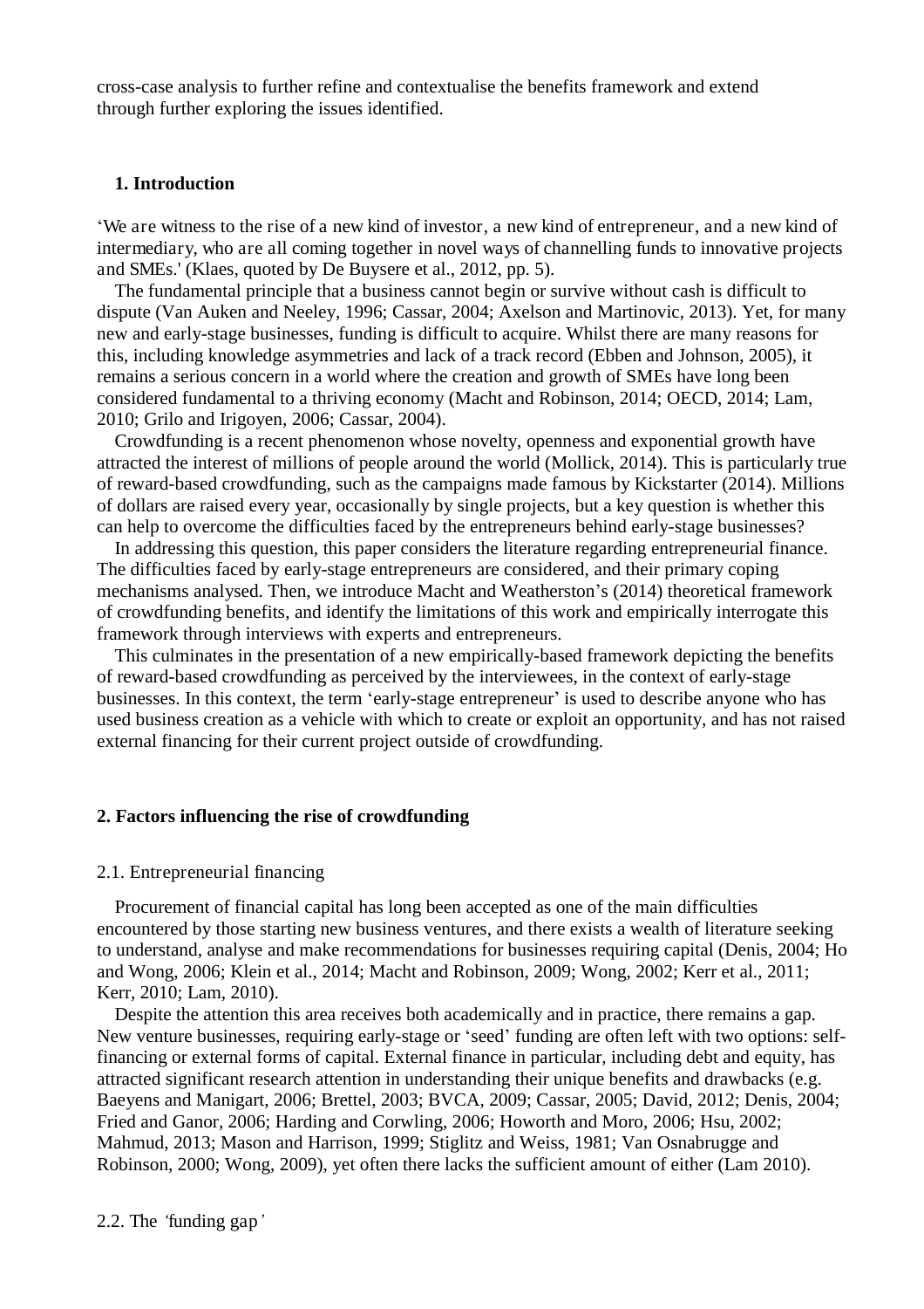cross-case analysis to further refine and contextualise the benefits framework and extend through further exploring the issues identified.

## 1. Introduction

'We are witness to the rise of a new kind of investor, a new kind of entrepreneur, and a new kind of intermediary, who are all coming together in novel ways of channelling funds to innovative projects and SMEs.' (Klaes, quoted by De Buysere et al., 2012, pp. 5).

The fundamental principle that a business cannot begin or survive without cash is difficult to dispute (Van Auken and Neeley, 1996; Cassar, 2004; Axelson and Martinovic, 2013). Yet, for many new and early-stage businesses, funding is difficult to acquire. Whilst there are many reasons for this, including knowledge asymmetries and lack of a track record (Ebben and Johnson, 2005), it remains a serious concern in a world where the creation and growth of SMEs have long been considered fundamental to a thriving economy (Macht and Robinson, 2014; OECD, 2014; Lam, 2010; Grilo and Irigoyen, 2006; Cassar, 2004).

Crowdfunding is a recent phenomenon whose novelty, openness and exponential growth have attracted the interest of millions of people around the world (Mollick, 2014). This is particularly true of reward-based crowdfunding, such as the campaigns made famous by Kickstarter (2014). Millions of dollars are raised every year, occasionally by single projects, but a key question is whether this can help to overcome the difficulties faced by the entrepreneurs behind early-stage businesses?

In addressing this question, this paper considers the literature regarding entrepreneurial finance. The difficulties faced by early-stage entrepreneurs are considered, and their primary coping mechanisms analysed. Then, we introduce Macht and Weatherston's (2014) theoretical framework of crowdfunding benefits, and identify the limitations of this work and empirically interrogate this framework through interviews with experts and entrepreneurs.

This culminates in the presentation of a new empirically-based framework depicting the benefits of reward-based crowdfunding as perceived by the interviewees, in the context of early-stage businesses. In this context, the term 'early-stage entrepreneur' is used to describe anyone who has used business creation as a vehicle with which to create or exploit an opportunity, and has not raised external financing for their current project outside of crowdfunding.

## 2. Factors influencing the rise of crowdfunding

### 2.1. Entrepreneurial financing

Procurement of financial capital has long been accepted as one of the main difficulties encountered by those starting new business ventures, and there exists a wealth of literature seeking to understand, analyse and make recommendations for businesses requiring capital (Denis, 2004; Ho and Wong, 2006; Klein et al., 2014; Macht and Robinson, 2009; Wong, 2002; Kerr et al., 2011; Kerr, 2010; Lam, 2010).

Despite the attention this area receives both academically and in practice, there remains a gap. New venture businesses, requiring early-stage or 'seed' funding are often left with two options: self-financing or external forms of capital. External finance in particular, including debt and equity, has attracted significant research attention in understanding their unique benefits and drawbacks (e.g. Baeyens and Manigart, 2006; Brettel, 2003; BVCA, 2009; Cassar, 2005; David, 2012; Denis, 2004; Fried and Ganor, 2006; Harding and Corwling, 2006; Howorth and Moro, 2006; Hsu, 2002; Mahmud, 2013; Mason and Harrison, 1999; Stiglitz and Weiss, 1981; Van Osnabrugge and Robinson, 2000; Wong, 2009), yet often there lacks the sufficient amount of either (Lam 2010).

### 2.2. The 'funding gap'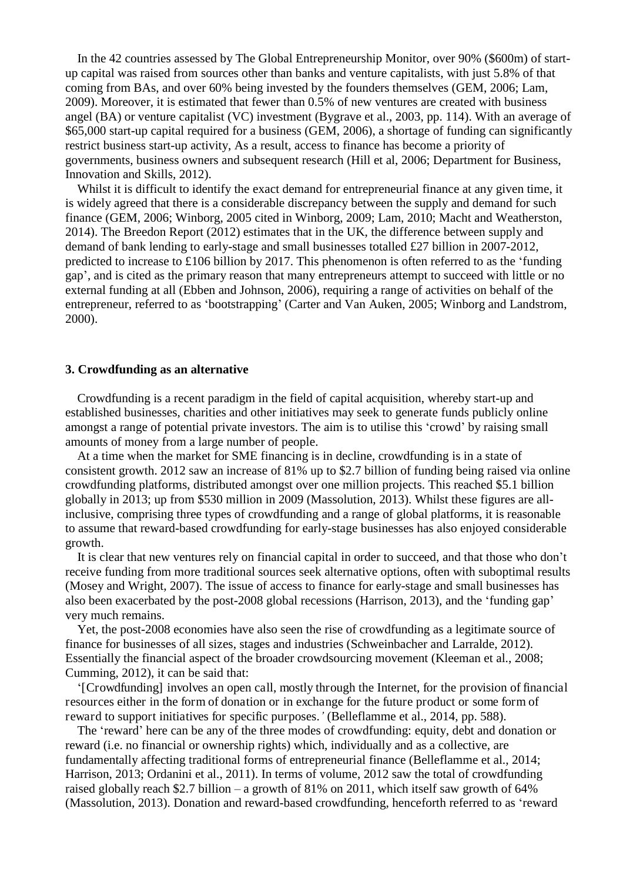In the 42 countries assessed by The Global Entrepreneurship Monitor, over 90% ($600m) of start-up capital was raised from sources other than banks and venture capitalists, with just 5.8% of that coming from BAs, and over 60% being invested by the founders themselves (GEM, 2006; Lam, 2009). Moreover, it is estimated that fewer than 0.5% of new ventures are created with business angel (BA) or venture capitalist (VC) investment (Bygrave et al., 2003, pp. 114). With an average of $65,000 start-up capital required for a business (GEM, 2006), a shortage of funding can significantly restrict business start-up activity, As a result, access to finance has become a priority of governments, business owners and subsequent research (Hill et al, 2006; Department for Business, Innovation and Skills, 2012).

Whilst it is difficult to identify the exact demand for entrepreneurial finance at any given time, it is widely agreed that there is a considerable discrepancy between the supply and demand for such finance (GEM, 2006; Winborg, 2005 cited in Winborg, 2009; Lam, 2010; Macht and Weatherston, 2014). The Breedon Report (2012) estimates that in the UK, the difference between supply and demand of bank lending to early-stage and small businesses totalled £27 billion in 2007-2012, predicted to increase to £106 billion by 2017. This phenomenon is often referred to as the 'funding gap', and is cited as the primary reason that many entrepreneurs attempt to succeed with little or no external funding at all (Ebben and Johnson, 2006), requiring a range of activities on behalf of the entrepreneur, referred to as 'bootstrapping' (Carter and Van Auken, 2005; Winborg and Landstrom, 2000).

## 3. Crowdfunding as an alternative

Crowdfunding is a recent paradigm in the field of capital acquisition, whereby start-up and established businesses, charities and other initiatives may seek to generate funds publicly online amongst a range of potential private investors. The aim is to utilise this 'crowd' by raising small amounts of money from a large number of people.

At a time when the market for SME financing is in decline, crowdfunding is in a state of consistent growth. 2012 saw an increase of 81% up to $2.7 billion of funding being raised via online crowdfunding platforms, distributed amongst over one million projects. This reached $5.1 billion globally in 2013; up from $530 million in 2009 (Massolution, 2013). Whilst these figures are all-inclusive, comprising three types of crowdfunding and a range of global platforms, it is reasonable to assume that reward-based crowdfunding for early-stage businesses has also enjoyed considerable growth.

It is clear that new ventures rely on financial capital in order to succeed, and that those who don't receive funding from more traditional sources seek alternative options, often with suboptimal results (Mosey and Wright, 2007). The issue of access to finance for early-stage and small businesses has also been exacerbated by the post-2008 global recessions (Harrison, 2013), and the 'funding gap' very much remains.

Yet, the post-2008 economies have also seen the rise of crowdfunding as a legitimate source of finance for businesses of all sizes, stages and industries (Schweinbacher and Larralde, 2012). Essentially the financial aspect of the broader crowdsourcing movement (Kleeman et al., 2008; Cumming, 2012), it can be said that:

'[Crowdfunding] involves an open call, mostly through the Internet, for the provision of financial resources either in the form of donation or in exchange for the future product or some form of reward to support initiatives for specific purposes.*'* (Belleflamme et al., 2014, pp. 588).

The 'reward' here can be any of the three modes of crowdfunding: equity, debt and donation or reward (i.e. no financial or ownership rights) which, individually and as a collective, are fundamentally affecting traditional forms of entrepreneurial finance (Belleflamme et al., 2014; Harrison, 2013; Ordanini et al., 2011). In terms of volume, 2012 saw the total of crowdfunding raised globally reach $2.7 billion – a growth of 81% on 2011, which itself saw growth of 64% (Massolution, 2013). Donation and reward-based crowdfunding, henceforth referred to as 'reward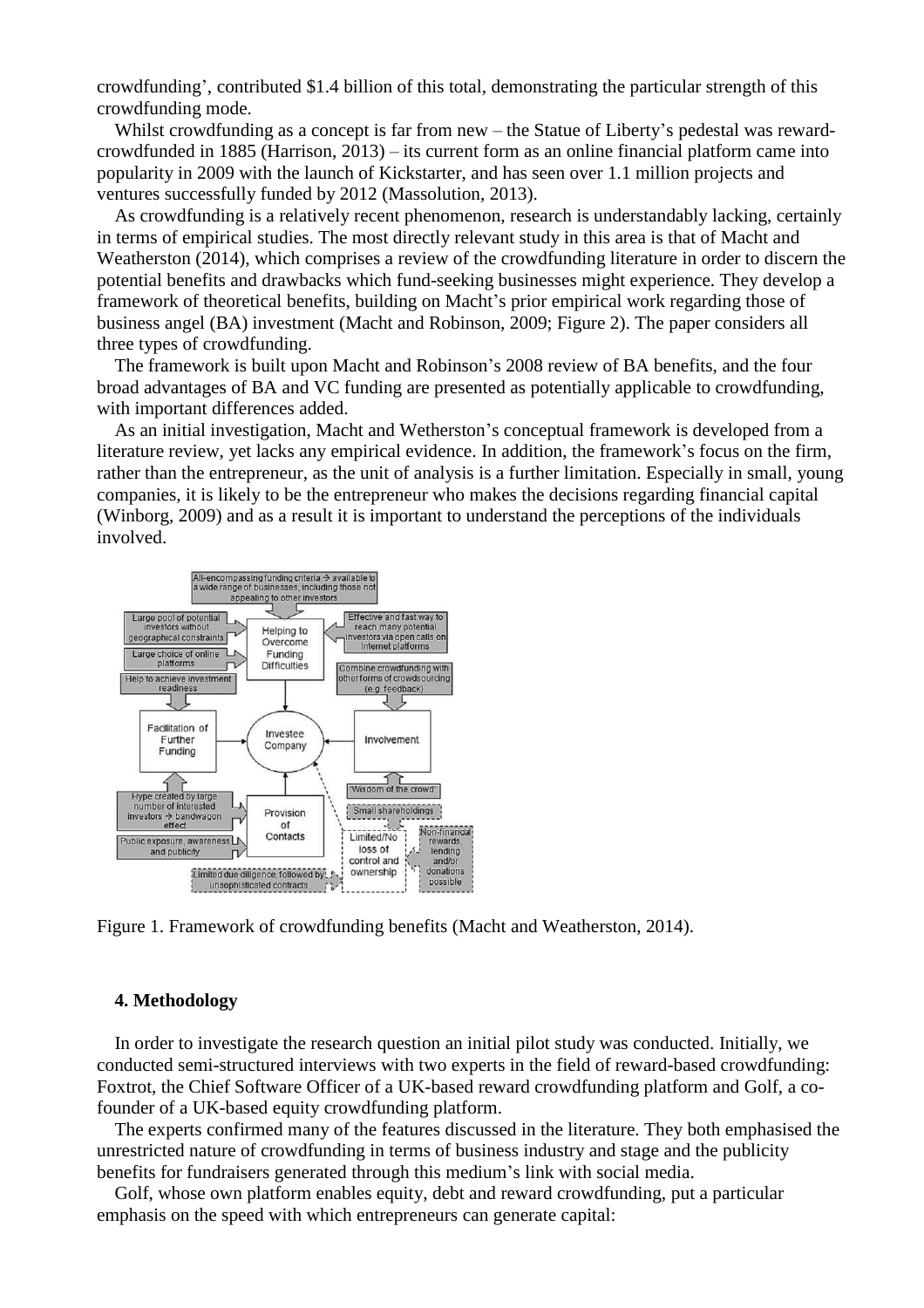crowdfunding', contributed \$1.4 billion of this total, demonstrating the particular strength of this crowdfunding mode.

Whilst crowdfunding as a concept is far from new – the Statue of Liberty's pedestal was reward-crowdfunded in 1885 (Harrison, 2013) – its current form as an online financial platform came into popularity in 2009 with the launch of Kickstarter, and has seen over 1.1 million projects and ventures successfully funded by 2012 (Massolution, 2013).

As crowdfunding is a relatively recent phenomenon, research is understandably lacking, certainly in terms of empirical studies. The most directly relevant study in this area is that of Macht and Weatherston (2014), which comprises a review of the crowdfunding literature in order to discern the potential benefits and drawbacks which fund-seeking businesses might experience. They develop a framework of theoretical benefits, building on Macht's prior empirical work regarding those of business angel (BA) investment (Macht and Robinson, 2009; Figure 2). The paper considers all three types of crowdfunding.

The framework is built upon Macht and Robinson's 2008 review of BA benefits, and the four broad advantages of BA and VC funding are presented as potentially applicable to crowdfunding, with important differences added.

As an initial investigation, Macht and Wetherston's conceptual framework is developed from a literature review, yet lacks any empirical evidence. In addition, the framework's focus on the firm, rather than the entrepreneur, as the unit of analysis is a further limitation. Especially in small, young companies, it is likely to be the entrepreneur who makes the decisions regarding financial capital (Winborg, 2009) and as a result it is important to understand the perceptions of the individuals involved.

Figure 1. Framework of crowdfunding benefits (Macht and Weatherston, 2014).

## 4. Methodology

In order to investigate the research question an initial pilot study was conducted. Initially, we conducted semi-structured interviews with two experts in the field of reward-based crowdfunding: Foxtrot, the Chief Software Officer of a UK-based reward crowdfunding platform and Golf, a co-founder of a UK-based equity crowdfunding platform.

The experts confirmed many of the features discussed in the literature. They both emphasised the unrestricted nature of crowdfunding in terms of business industry and stage and the publicity benefits for fundraisers generated through this medium's link with social media.

Golf, whose own platform enables equity, debt and reward crowdfunding, put a particular emphasis on the speed with which entrepreneurs can generate capital: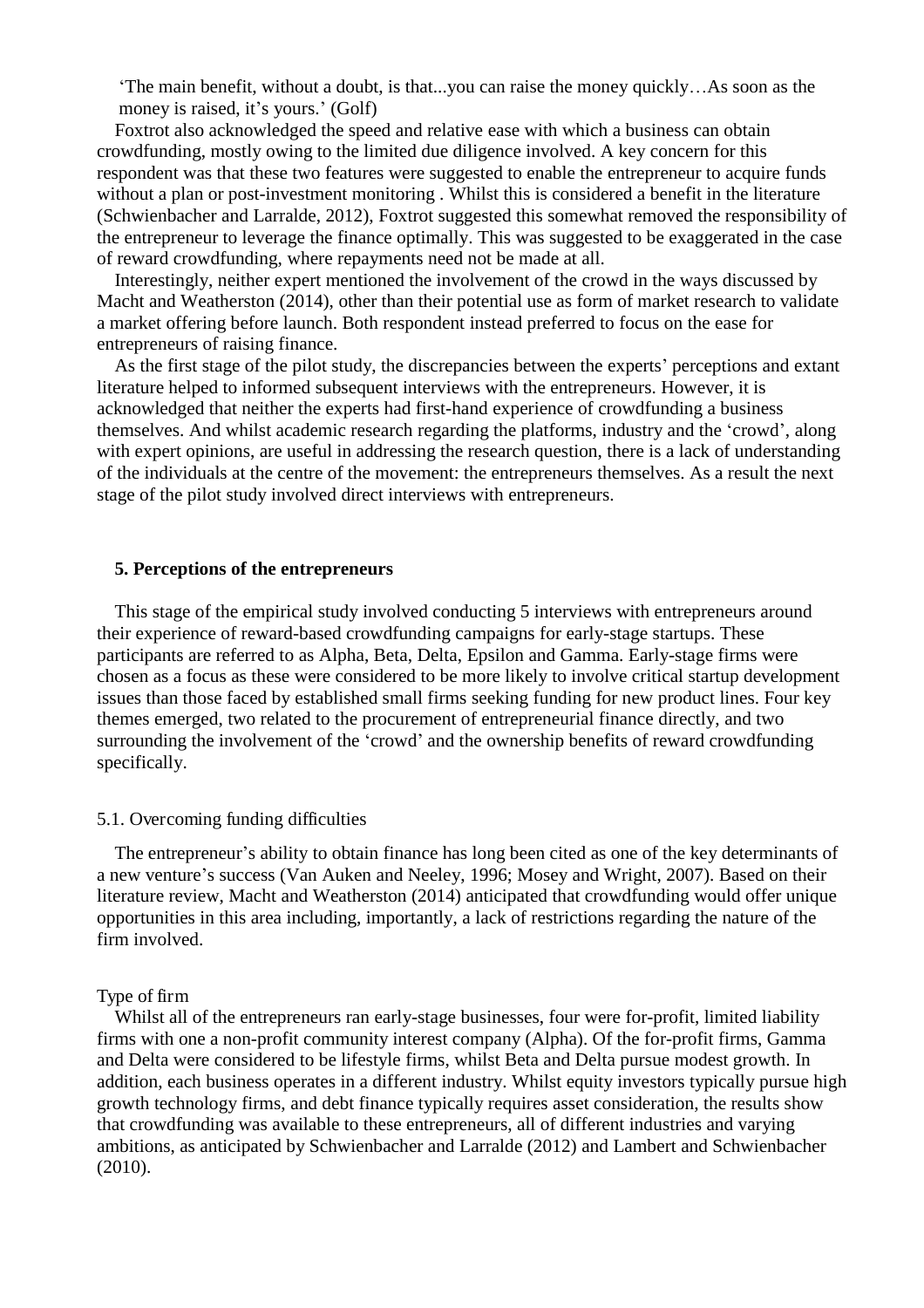'The main benefit, without a doubt, is that...you can raise the money quickly…As soon as the money is raised, it's yours.' (Golf)

Foxtrot also acknowledged the speed and relative ease with which a business can obtain crowdfunding, mostly owing to the limited due diligence involved. A key concern for this respondent was that these two features were suggested to enable the entrepreneur to acquire funds without a plan or post-investment monitoring . Whilst this is considered a benefit in the literature (Schwienbacher and Larralde, 2012), Foxtrot suggested this somewhat removed the responsibility of the entrepreneur to leverage the finance optimally. This was suggested to be exaggerated in the case of reward crowdfunding, where repayments need not be made at all.

Interestingly, neither expert mentioned the involvement of the crowd in the ways discussed by Macht and Weatherston (2014), other than their potential use as form of market research to validate a market offering before launch. Both respondent instead preferred to focus on the ease for entrepreneurs of raising finance.

As the first stage of the pilot study, the discrepancies between the experts' perceptions and extant literature helped to informed subsequent interviews with the entrepreneurs. However, it is acknowledged that neither the experts had first-hand experience of crowdfunding a business themselves. And whilst academic research regarding the platforms, industry and the 'crowd', along with expert opinions, are useful in addressing the research question, there is a lack of understanding of the individuals at the centre of the movement: the entrepreneurs themselves. As a result the next stage of the pilot study involved direct interviews with entrepreneurs.

## 5. Perceptions of the entrepreneurs

This stage of the empirical study involved conducting 5 interviews with entrepreneurs around their experience of reward-based crowdfunding campaigns for early-stage startups. These participants are referred to as Alpha, Beta, Delta, Epsilon and Gamma. Early-stage firms were chosen as a focus as these were considered to be more likely to involve critical startup development issues than those faced by established small firms seeking funding for new product lines. Four key themes emerged, two related to the procurement of entrepreneurial finance directly, and two surrounding the involvement of the 'crowd' and the ownership benefits of reward crowdfunding specifically.

### 5.1. Overcoming funding difficulties

The entrepreneur's ability to obtain finance has long been cited as one of the key determinants of a new venture's success (Van Auken and Neeley, 1996; Mosey and Wright, 2007). Based on their literature review, Macht and Weatherston (2014) anticipated that crowdfunding would offer unique opportunities in this area including, importantly, a lack of restrictions regarding the nature of the firm involved.

#### Type of firm

Whilst all of the entrepreneurs ran early-stage businesses, four were for-profit, limited liability firms with one a non-profit community interest company (Alpha). Of the for-profit firms, Gamma and Delta were considered to be lifestyle firms, whilst Beta and Delta pursue modest growth. In addition, each business operates in a different industry. Whilst equity investors typically pursue high growth technology firms, and debt finance typically requires asset consideration, the results show that crowdfunding was available to these entrepreneurs, all of different industries and varying ambitions, as anticipated by Schwienbacher and Larralde (2012) and Lambert and Schwienbacher (2010).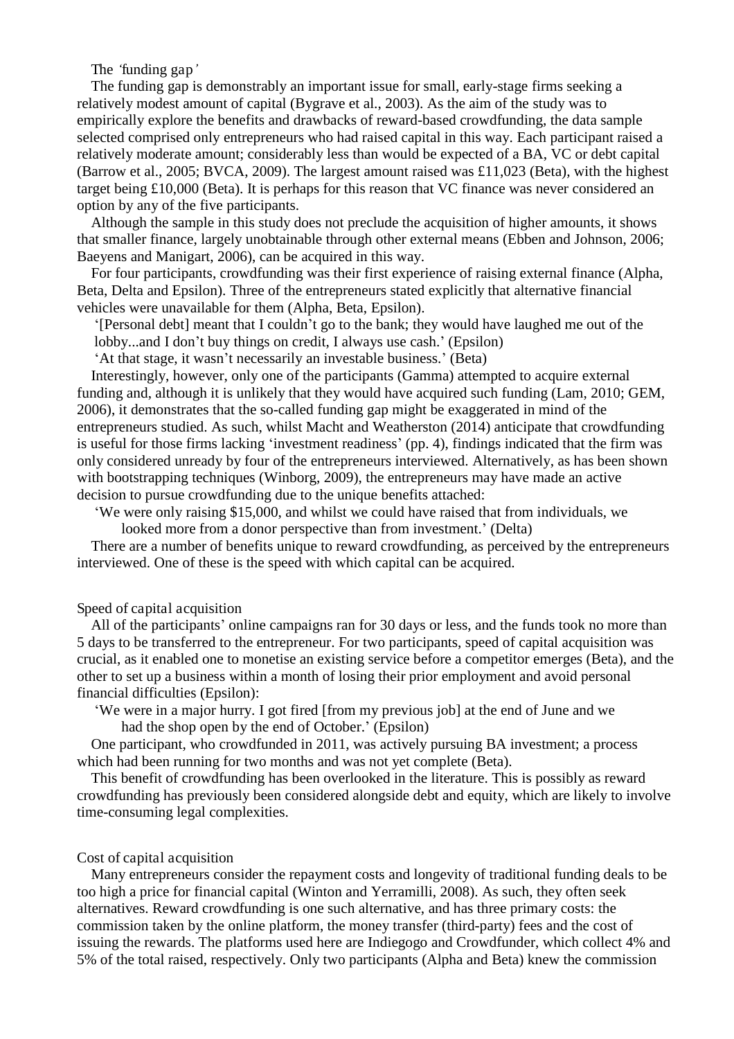### The *'funding gap'*

The funding gap is demonstrably an important issue for small, early-stage firms seeking a relatively modest amount of capital (Bygrave et al., 2003). As the aim of the study was to empirically explore the benefits and drawbacks of reward-based crowdfunding, the data sample selected comprised only entrepreneurs who had raised capital in this way. Each participant raised a relatively moderate amount; considerably less than would be expected of a BA, VC or debt capital (Barrow et al., 2005; BVCA, 2009). The largest amount raised was £11,023 (Beta), with the highest target being £10,000 (Beta). It is perhaps for this reason that VC finance was never considered an option by any of the five participants.

Although the sample in this study does not preclude the acquisition of higher amounts, it shows that smaller finance, largely unobtainable through other external means (Ebben and Johnson, 2006; Baeyens and Manigart, 2006), can be acquired in this way.

For four participants, crowdfunding was their first experience of raising external finance (Alpha, Beta, Delta and Epsilon). Three of the entrepreneurs stated explicitly that alternative financial vehicles were unavailable for them (Alpha, Beta, Epsilon).

> '[Personal debt] meant that I couldn't go to the bank; they would have laughed me out of the lobby...and I don't buy things on credit, I always use cash.' (Epsilon)

> 'At that stage, it wasn't necessarily an investable business.' (Beta)

Interestingly, however, only one of the participants (Gamma) attempted to acquire external funding and, although it is unlikely that they would have acquired such funding (Lam, 2010; GEM, 2006), it demonstrates that the so-called funding gap might be exaggerated in mind of the entrepreneurs studied. As such, whilst Macht and Weatherston (2014) anticipate that crowdfunding is useful for those firms lacking 'investment readiness' (pp. 4), findings indicated that the firm was only considered unready by four of the entrepreneurs interviewed. Alternatively, as has been shown with bootstrapping techniques (Winborg, 2009), the entrepreneurs may have made an active decision to pursue crowdfunding due to the unique benefits attached:

> 'We were only raising $15,000, and whilst we could have raised that from individuals, we looked more from a donor perspective than from investment.' (Delta)

There are a number of benefits unique to reward crowdfunding, as perceived by the entrepreneurs interviewed. One of these is the speed with which capital can be acquired.

### Speed of capital acquisition

All of the participants' online campaigns ran for 30 days or less, and the funds took no more than 5 days to be transferred to the entrepreneur. For two participants, speed of capital acquisition was crucial, as it enabled one to monetise an existing service before a competitor emerges (Beta), and the other to set up a business within a month of losing their prior employment and avoid personal financial difficulties (Epsilon):

> 'We were in a major hurry. I got fired [from my previous job] at the end of June and we had the shop open by the end of October.' (Epsilon)

One participant, who crowdfunded in 2011, was actively pursuing BA investment; a process which had been running for two months and was not yet complete (Beta).

This benefit of crowdfunding has been overlooked in the literature. This is possibly as reward crowdfunding has previously been considered alongside debt and equity, which are likely to involve time-consuming legal complexities.

### Cost of capital acquisition

Many entrepreneurs consider the repayment costs and longevity of traditional funding deals to be too high a price for financial capital (Winton and Yerramilli, 2008). As such, they often seek alternatives. Reward crowdfunding is one such alternative, and has three primary costs: the commission taken by the online platform, the money transfer (third-party) fees and the cost of issuing the rewards. The platforms used here are Indiegogo and Crowdfunder, which collect 4% and 5% of the total raised, respectively. Only two participants (Alpha and Beta) knew the commission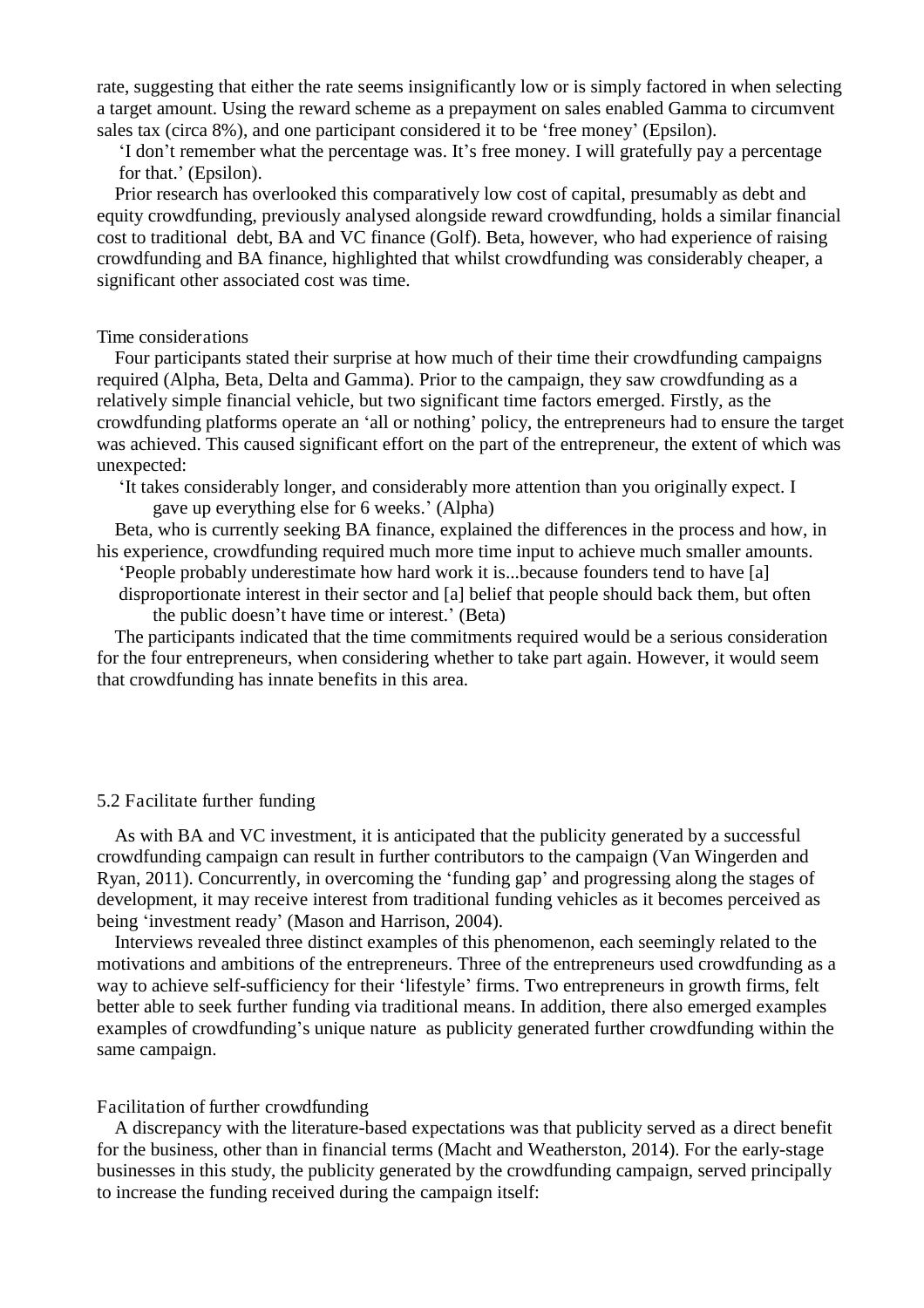rate, suggesting that either the rate seems insignificantly low or is simply factored in when selecting a target amount. Using the reward scheme as a prepayment on sales enabled Gamma to circumvent sales tax (circa 8%), and one participant considered it to be 'free money' (Epsilon).

> 'I don't remember what the percentage was. It's free money. I will gratefully pay a percentage for that.' (Epsilon).

Prior research has overlooked this comparatively low cost of capital, presumably as debt and equity crowdfunding, previously analysed alongside reward crowdfunding, holds a similar financial cost to traditional debt, BA and VC finance (Golf). Beta, however, who had experience of raising crowdfunding and BA finance, highlighted that whilst crowdfunding was considerably cheaper, a significant other associated cost was time.

### Time considerations

Four participants stated their surprise at how much of their time their crowdfunding campaigns required (Alpha, Beta, Delta and Gamma). Prior to the campaign, they saw crowdfunding as a relatively simple financial vehicle, but two significant time factors emerged. Firstly, as the crowdfunding platforms operate an 'all or nothing' policy, the entrepreneurs had to ensure the target was achieved. This caused significant effort on the part of the entrepreneur, the extent of which was unexpected:

> 'It takes considerably longer, and considerably more attention than you originally expect. I gave up everything else for 6 weeks.' (Alpha)

Beta, who is currently seeking BA finance, explained the differences in the process and how, in his experience, crowdfunding required much more time input to achieve much smaller amounts.

> 'People probably underestimate how hard work it is...because founders tend to have [a] disproportionate interest in their sector and [a] belief that people should back them, but often the public doesn't have time or interest.' (Beta)

The participants indicated that the time commitments required would be a serious consideration for the four entrepreneurs, when considering whether to take part again. However, it would seem that crowdfunding has innate benefits in this area.

## 5.2 Facilitate further funding

As with BA and VC investment, it is anticipated that the publicity generated by a successful crowdfunding campaign can result in further contributors to the campaign (Van Wingerden and Ryan, 2011). Concurrently, in overcoming the 'funding gap' and progressing along the stages of development, it may receive interest from traditional funding vehicles as it becomes perceived as being 'investment ready' (Mason and Harrison, 2004).

Interviews revealed three distinct examples of this phenomenon, each seemingly related to the motivations and ambitions of the entrepreneurs. Three of the entrepreneurs used crowdfunding as a way to achieve self-sufficiency for their 'lifestyle' firms. Two entrepreneurs in growth firms, felt better able to seek further funding via traditional means. In addition, there also emerged examples examples of crowdfunding's unique nature as publicity generated further crowdfunding within the same campaign.

### Facilitation of further crowdfunding

A discrepancy with the literature-based expectations was that publicity served as a direct benefit for the business, other than in financial terms (Macht and Weatherston, 2014). For the early-stage businesses in this study, the publicity generated by the crowdfunding campaign, served principally to increase the funding received during the campaign itself: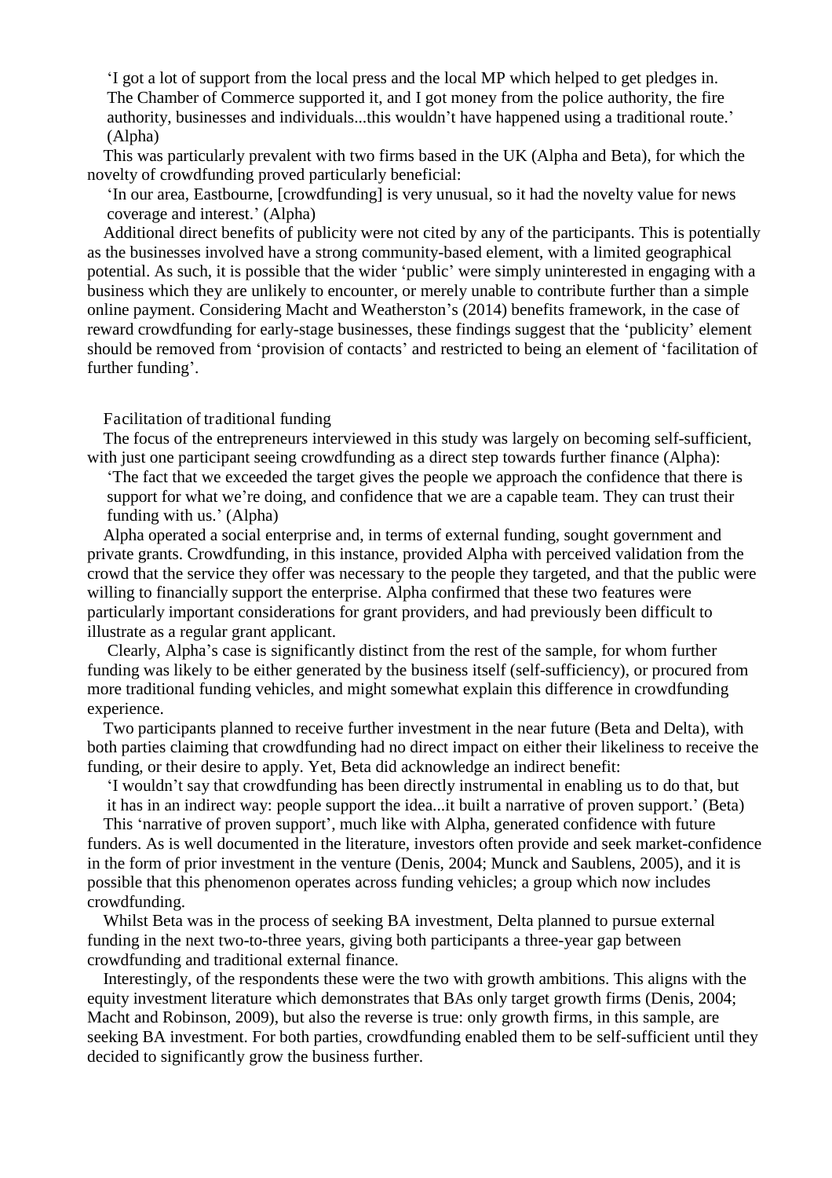> 'I got a lot of support from the local press and the local MP which helped to get pledges in. The Chamber of Commerce supported it, and I got money from the police authority, the fire authority, businesses and individuals...this wouldn't have happened using a traditional route.' (Alpha)

This was particularly prevalent with two firms based in the UK (Alpha and Beta), for which the novelty of crowdfunding proved particularly beneficial:

> 'In our area, Eastbourne, [crowdfunding] is very unusual, so it had the novelty value for news coverage and interest.' (Alpha)

Additional direct benefits of publicity were not cited by any of the participants. This is potentially as the businesses involved have a strong community-based element, with a limited geographical potential. As such, it is possible that the wider 'public' were simply uninterested in engaging with a business which they are unlikely to encounter, or merely unable to contribute further than a simple online payment. Considering Macht and Weatherston's (2014) benefits framework, in the case of reward crowdfunding for early-stage businesses, these findings suggest that the 'publicity' element should be removed from 'provision of contacts' and restricted to being an element of 'facilitation of further funding'.

### Facilitation of traditional funding

The focus of the entrepreneurs interviewed in this study was largely on becoming self-sufficient, with just one participant seeing crowdfunding as a direct step towards further finance (Alpha):

> 'The fact that we exceeded the target gives the people we approach the confidence that there is support for what we're doing, and confidence that we are a capable team. They can trust their funding with us.' (Alpha)

Alpha operated a social enterprise and, in terms of external funding, sought government and private grants. Crowdfunding, in this instance, provided Alpha with perceived validation from the crowd that the service they offer was necessary to the people they targeted, and that the public were willing to financially support the enterprise. Alpha confirmed that these two features were particularly important considerations for grant providers, and had previously been difficult to illustrate as a regular grant applicant.

Clearly, Alpha's case is significantly distinct from the rest of the sample, for whom further funding was likely to be either generated by the business itself (self-sufficiency), or procured from more traditional funding vehicles, and might somewhat explain this difference in crowdfunding experience.

Two participants planned to receive further investment in the near future (Beta and Delta), with both parties claiming that crowdfunding had no direct impact on either their likeliness to receive the funding, or their desire to apply. Yet, Beta did acknowledge an indirect benefit:

> 'I wouldn't say that crowdfunding has been directly instrumental in enabling us to do that, but it has in an indirect way: people support the idea...it built a narrative of proven support.' (Beta)

This 'narrative of proven support', much like with Alpha, generated confidence with future funders. As is well documented in the literature, investors often provide and seek market-confidence in the form of prior investment in the venture (Denis, 2004; Munck and Saublens, 2005), and it is possible that this phenomenon operates across funding vehicles; a group which now includes crowdfunding.

Whilst Beta was in the process of seeking BA investment, Delta planned to pursue external funding in the next two-to-three years, giving both participants a three-year gap between crowdfunding and traditional external finance.

Interestingly, of the respondents these were the two with growth ambitions. This aligns with the equity investment literature which demonstrates that BAs only target growth firms (Denis, 2004; Macht and Robinson, 2009), but also the reverse is true: only growth firms, in this sample, are seeking BA investment. For both parties, crowdfunding enabled them to be self-sufficient until they decided to significantly grow the business further.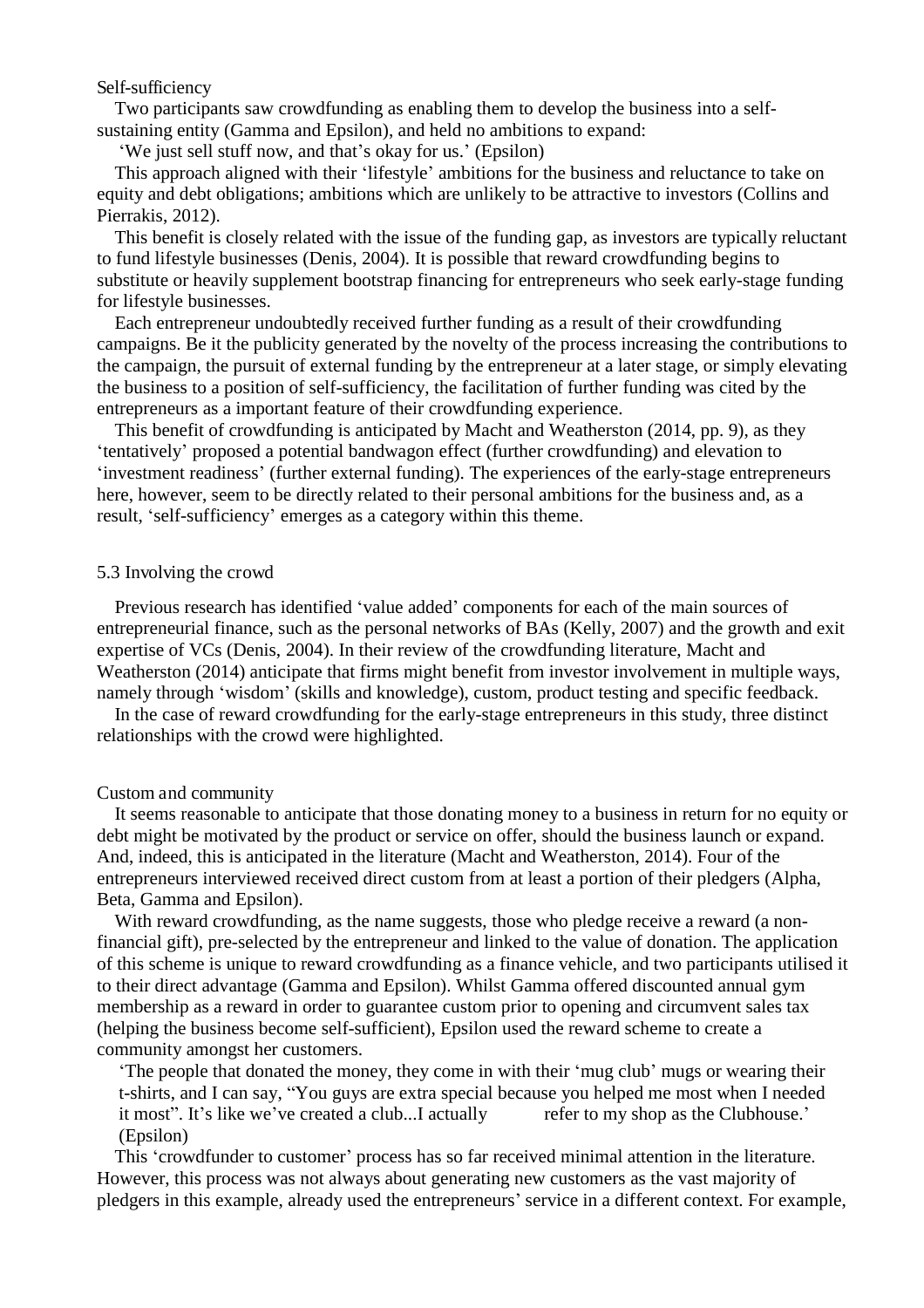Self-sufficiency

Two participants saw crowdfunding as enabling them to develop the business into a self-sustaining entity (Gamma and Epsilon), and held no ambitions to expand:

> 'We just sell stuff now, and that's okay for us.' (Epsilon)

This approach aligned with their 'lifestyle' ambitions for the business and reluctance to take on equity and debt obligations; ambitions which are unlikely to be attractive to investors (Collins and Pierrakis, 2012).

This benefit is closely related with the issue of the funding gap, as investors are typically reluctant to fund lifestyle businesses (Denis, 2004). It is possible that reward crowdfunding begins to substitute or heavily supplement bootstrap financing for entrepreneurs who seek early-stage funding for lifestyle businesses.

Each entrepreneur undoubtedly received further funding as a result of their crowdfunding campaigns. Be it the publicity generated by the novelty of the process increasing the contributions to the campaign, the pursuit of external funding by the entrepreneur at a later stage, or simply elevating the business to a position of self-sufficiency, the facilitation of further funding was cited by the entrepreneurs as a important feature of their crowdfunding experience.

This benefit of crowdfunding is anticipated by Macht and Weatherston (2014, pp. 9), as they 'tentatively' proposed a potential bandwagon effect (further crowdfunding) and elevation to 'investment readiness' (further external funding). The experiences of the early-stage entrepreneurs here, however, seem to be directly related to their personal ambitions for the business and, as a result, 'self-sufficiency' emerges as a category within this theme.

## 5.3 Involving the crowd

Previous research has identified 'value added' components for each of the main sources of entrepreneurial finance, such as the personal networks of BAs (Kelly, 2007) and the growth and exit expertise of VCs (Denis, 2004). In their review of the crowdfunding literature, Macht and Weatherston (2014) anticipate that firms might benefit from investor involvement in multiple ways, namely through 'wisdom' (skills and knowledge), custom, product testing and specific feedback.

In the case of reward crowdfunding for the early-stage entrepreneurs in this study, three distinct relationships with the crowd were highlighted.

Custom and community

It seems reasonable to anticipate that those donating money to a business in return for no equity or debt might be motivated by the product or service on offer, should the business launch or expand. And, indeed, this is anticipated in the literature (Macht and Weatherston, 2014). Four of the entrepreneurs interviewed received direct custom from at least a portion of their pledgers (Alpha, Beta, Gamma and Epsilon).

With reward crowdfunding, as the name suggests, those who pledge receive a reward (a non-financial gift), pre-selected by the entrepreneur and linked to the value of donation. The application of this scheme is unique to reward crowdfunding as a finance vehicle, and two participants utilised it to their direct advantage (Gamma and Epsilon). Whilst Gamma offered discounted annual gym membership as a reward in order to guarantee custom prior to opening and circumvent sales tax (helping the business become self-sufficient), Epsilon used the reward scheme to create a community amongst her customers.

> 'The people that donated the money, they come in with their 'mug club' mugs or wearing their t-shirts, and I can say, "You guys are extra special because you helped me most when I needed it most". It's like we've created a club...I actually refer to my shop as the Clubhouse.' (Epsilon)

This 'crowdfunder to customer' process has so far received minimal attention in the literature. However, this process was not always about generating new customers as the vast majority of pledgers in this example, already used the entrepreneurs' service in a different context. For example,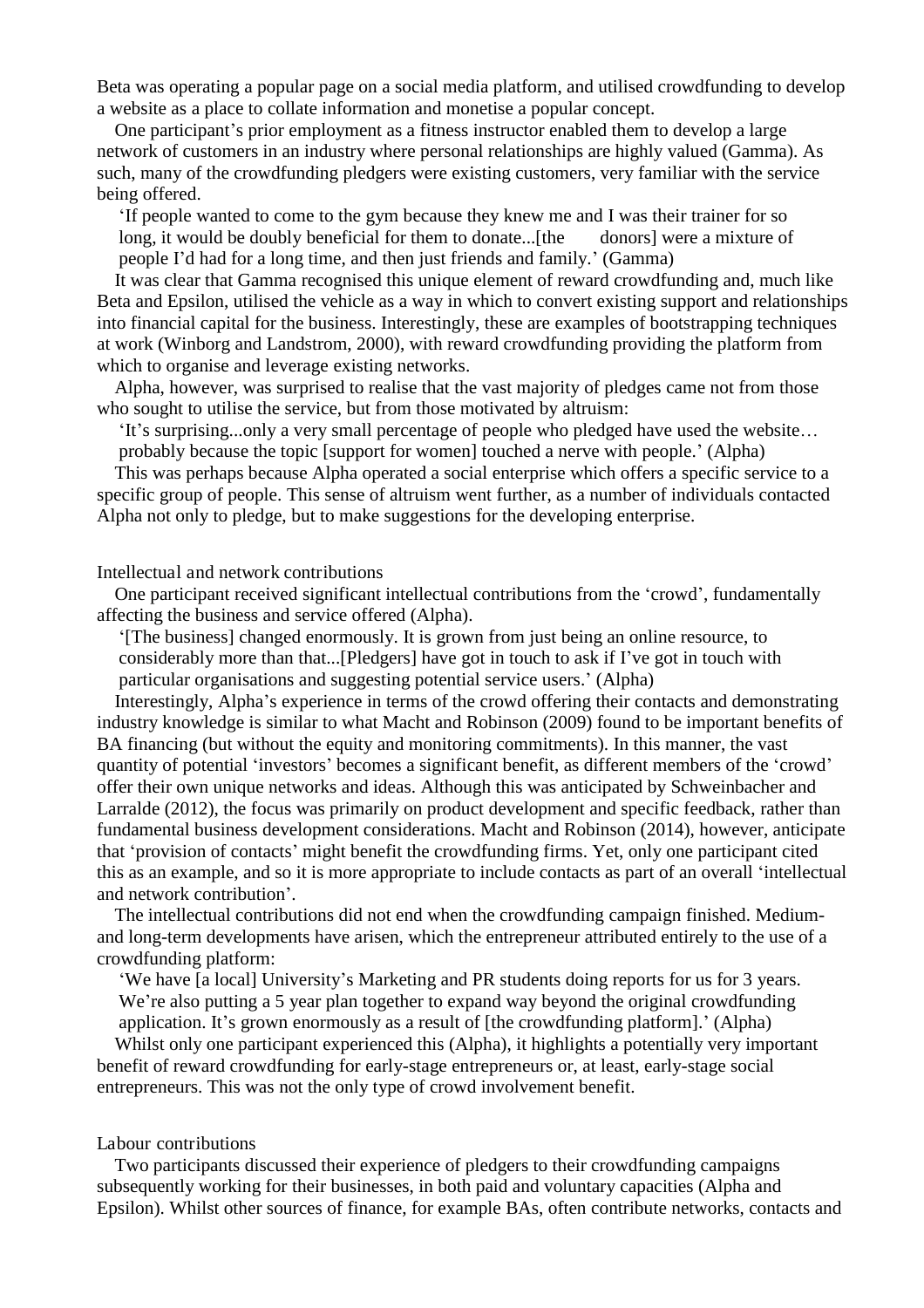Beta was operating a popular page on a social media platform, and utilised crowdfunding to develop a website as a place to collate information and monetise a popular concept.

One participant's prior employment as a fitness instructor enabled them to develop a large network of customers in an industry where personal relationships are highly valued (Gamma). As such, many of the crowdfunding pledgers were existing customers, very familiar with the service being offered.

> 'If people wanted to come to the gym because they knew me and I was their trainer for so long, it would be doubly beneficial for them to donate...[the donors] were a mixture of people I'd had for a long time, and then just friends and family.' (Gamma)

It was clear that Gamma recognised this unique element of reward crowdfunding and, much like Beta and Epsilon, utilised the vehicle as a way in which to convert existing support and relationships into financial capital for the business. Interestingly, these are examples of bootstrapping techniques at work (Winborg and Landstrom, 2000), with reward crowdfunding providing the platform from which to organise and leverage existing networks.

Alpha, however, was surprised to realise that the vast majority of pledges came not from those who sought to utilise the service, but from those motivated by altruism:

> 'It's surprising...only a very small percentage of people who pledged have used the website… probably because the topic [support for women] touched a nerve with people.' (Alpha)

This was perhaps because Alpha operated a social enterprise which offers a specific service to a specific group of people. This sense of altruism went further, as a number of individuals contacted Alpha not only to pledge, but to make suggestions for the developing enterprise.

### Intellectual and network contributions

One participant received significant intellectual contributions from the 'crowd', fundamentally affecting the business and service offered (Alpha).

> '[The business] changed enormously. It is grown from just being an online resource, to considerably more than that...[Pledgers] have got in touch to ask if I've got in touch with particular organisations and suggesting potential service users.' (Alpha)

Interestingly, Alpha's experience in terms of the crowd offering their contacts and demonstrating industry knowledge is similar to what Macht and Robinson (2009) found to be important benefits of BA financing (but without the equity and monitoring commitments). In this manner, the vast quantity of potential 'investors' becomes a significant benefit, as different members of the 'crowd' offer their own unique networks and ideas. Although this was anticipated by Schweinbacher and Larralde (2012), the focus was primarily on product development and specific feedback, rather than fundamental business development considerations. Macht and Robinson (2014), however, anticipate that 'provision of contacts' might benefit the crowdfunding firms. Yet, only one participant cited this as an example, and so it is more appropriate to include contacts as part of an overall 'intellectual and network contribution'.

The intellectual contributions did not end when the crowdfunding campaign finished. Medium- and long-term developments have arisen, which the entrepreneur attributed entirely to the use of a crowdfunding platform:

> 'We have [a local] University's Marketing and PR students doing reports for us for 3 years. We're also putting a 5 year plan together to expand way beyond the original crowdfunding application. It's grown enormously as a result of [the crowdfunding platform].' (Alpha)

Whilst only one participant experienced this (Alpha), it highlights a potentially very important benefit of reward crowdfunding for early-stage entrepreneurs or, at least, early-stage social entrepreneurs. This was not the only type of crowd involvement benefit.

### Labour contributions

Two participants discussed their experience of pledgers to their crowdfunding campaigns subsequently working for their businesses, in both paid and voluntary capacities (Alpha and Epsilon). Whilst other sources of finance, for example BAs, often contribute networks, contacts and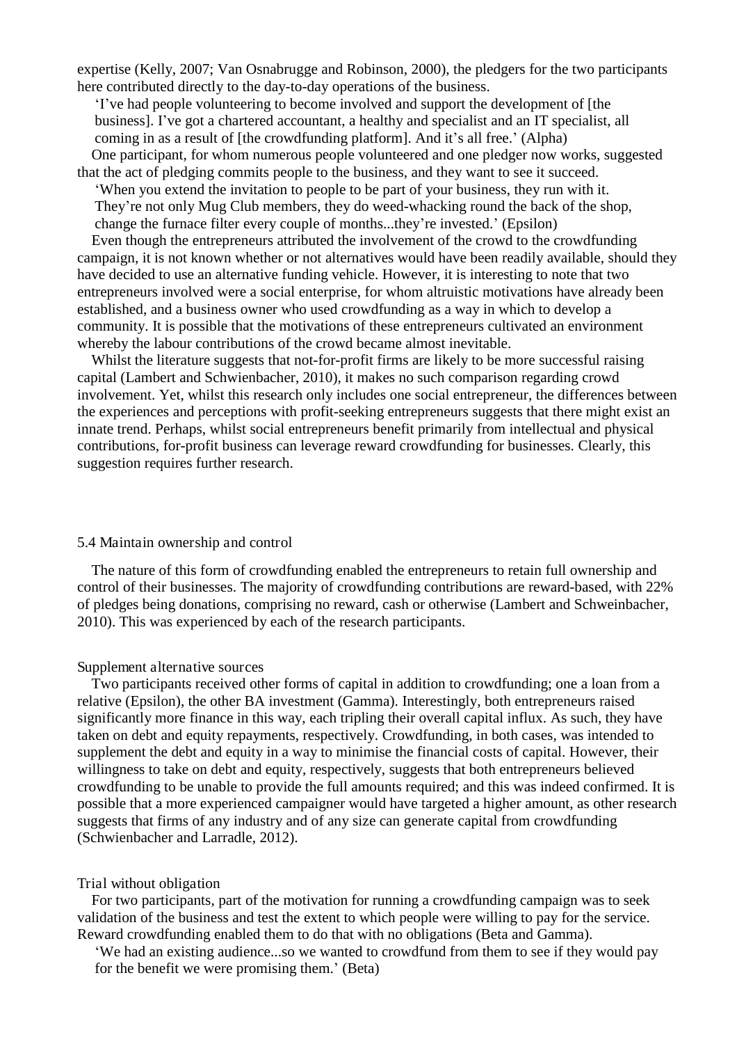expertise (Kelly, 2007; Van Osnabrugge and Robinson, 2000), the pledgers for the two participants here contributed directly to the day-to-day operations of the business.

> 'I've had people volunteering to become involved and support the development of [the business]. I've got a chartered accountant, a healthy and specialist and an IT specialist, all coming in as a result of [the crowdfunding platform]. And it's all free.' (Alpha)

One participant, for whom numerous people volunteered and one pledger now works, suggested that the act of pledging commits people to the business, and they want to see it succeed.

> 'When you extend the invitation to people to be part of your business, they run with it. They're not only Mug Club members, they do weed-whacking round the back of the shop, change the furnace filter every couple of months...they're invested.' (Epsilon)

Even though the entrepreneurs attributed the involvement of the crowd to the crowdfunding campaign, it is not known whether or not alternatives would have been readily available, should they have decided to use an alternative funding vehicle. However, it is interesting to note that two entrepreneurs involved were a social enterprise, for whom altruistic motivations have already been established, and a business owner who used crowdfunding as a way in which to develop a community. It is possible that the motivations of these entrepreneurs cultivated an environment whereby the labour contributions of the crowd became almost inevitable.

Whilst the literature suggests that not-for-profit firms are likely to be more successful raising capital (Lambert and Schwienbacher, 2010), it makes no such comparison regarding crowd involvement. Yet, whilst this research only includes one social entrepreneur, the differences between the experiences and perceptions with profit-seeking entrepreneurs suggests that there might exist an innate trend. Perhaps, whilst social entrepreneurs benefit primarily from intellectual and physical contributions, for-profit business can leverage reward crowdfunding for businesses. Clearly, this suggestion requires further research.

## 5.4 Maintain ownership and control

The nature of this form of crowdfunding enabled the entrepreneurs to retain full ownership and control of their businesses. The majority of crowdfunding contributions are reward-based, with 22% of pledges being donations, comprising no reward, cash or otherwise (Lambert and Schweinbacher, 2010). This was experienced by each of the research participants.

### Supplement alternative sources

Two participants received other forms of capital in addition to crowdfunding; one a loan from a relative (Epsilon), the other BA investment (Gamma). Interestingly, both entrepreneurs raised significantly more finance in this way, each tripling their overall capital influx. As such, they have taken on debt and equity repayments, respectively. Crowdfunding, in both cases, was intended to supplement the debt and equity in a way to minimise the financial costs of capital. However, their willingness to take on debt and equity, respectively, suggests that both entrepreneurs believed crowdfunding to be unable to provide the full amounts required; and this was indeed confirmed. It is possible that a more experienced campaigner would have targeted a higher amount, as other research suggests that firms of any industry and of any size can generate capital from crowdfunding (Schwienbacher and Larradle, 2012).

### Trial without obligation

For two participants, part of the motivation for running a crowdfunding campaign was to seek validation of the business and test the extent to which people were willing to pay for the service. Reward crowdfunding enabled them to do that with no obligations (Beta and Gamma).

> 'We had an existing audience...so we wanted to crowdfund from them to see if they would pay for the benefit we were promising them.' (Beta)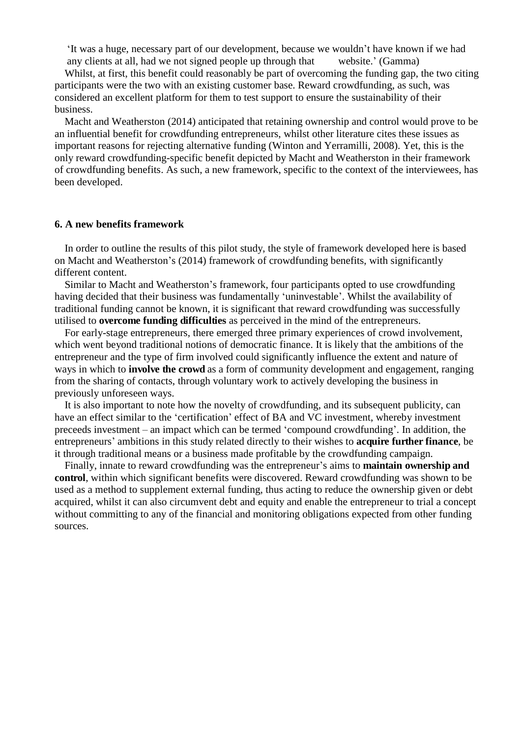'It was a huge, necessary part of our development, because we wouldn't have known if we had any clients at all, had we not signed people up through that website.' (Gamma)

Whilst, at first, this benefit could reasonably be part of overcoming the funding gap, the two citing participants were the two with an existing customer base. Reward crowdfunding, as such, was considered an excellent platform for them to test support to ensure the sustainability of their business.

Macht and Weatherston (2014) anticipated that retaining ownership and control would prove to be an influential benefit for crowdfunding entrepreneurs, whilst other literature cites these issues as important reasons for rejecting alternative funding (Winton and Yerramilli, 2008). Yet, this is the only reward crowdfunding-specific benefit depicted by Macht and Weatherston in their framework of crowdfunding benefits. As such, a new framework, specific to the context of the interviewees, has been developed.

## 6. A new benefits framework

In order to outline the results of this pilot study, the style of framework developed here is based on Macht and Weatherston's (2014) framework of crowdfunding benefits, with significantly different content.

Similar to Macht and Weatherston's framework, four participants opted to use crowdfunding having decided that their business was fundamentally 'uninvestable'. Whilst the availability of traditional funding cannot be known, it is significant that reward crowdfunding was successfully utilised to **overcome funding difficulties** as perceived in the mind of the entrepreneurs.

For early-stage entrepreneurs, there emerged three primary experiences of crowd involvement, which went beyond traditional notions of democratic finance. It is likely that the ambitions of the entrepreneur and the type of firm involved could significantly influence the extent and nature of ways in which to **involve the crowd** as a form of community development and engagement, ranging from the sharing of contacts, through voluntary work to actively developing the business in previously unforeseen ways.

It is also important to note how the novelty of crowdfunding, and its subsequent publicity, can have an effect similar to the 'certification' effect of BA and VC investment, whereby investment preceeds investment – an impact which can be termed 'compound crowdfunding'. In addition, the entrepreneurs' ambitions in this study related directly to their wishes to **acquire further finance**, be it through traditional means or a business made profitable by the crowdfunding campaign.

Finally, innate to reward crowdfunding was the entrepreneur's aims to **maintain ownership and control**, within which significant benefits were discovered. Reward crowdfunding was shown to be used as a method to supplement external funding, thus acting to reduce the ownership given or debt acquired, whilst it can also circumvent debt and equity and enable the entrepreneur to trial a concept without committing to any of the financial and monitoring obligations expected from other funding sources.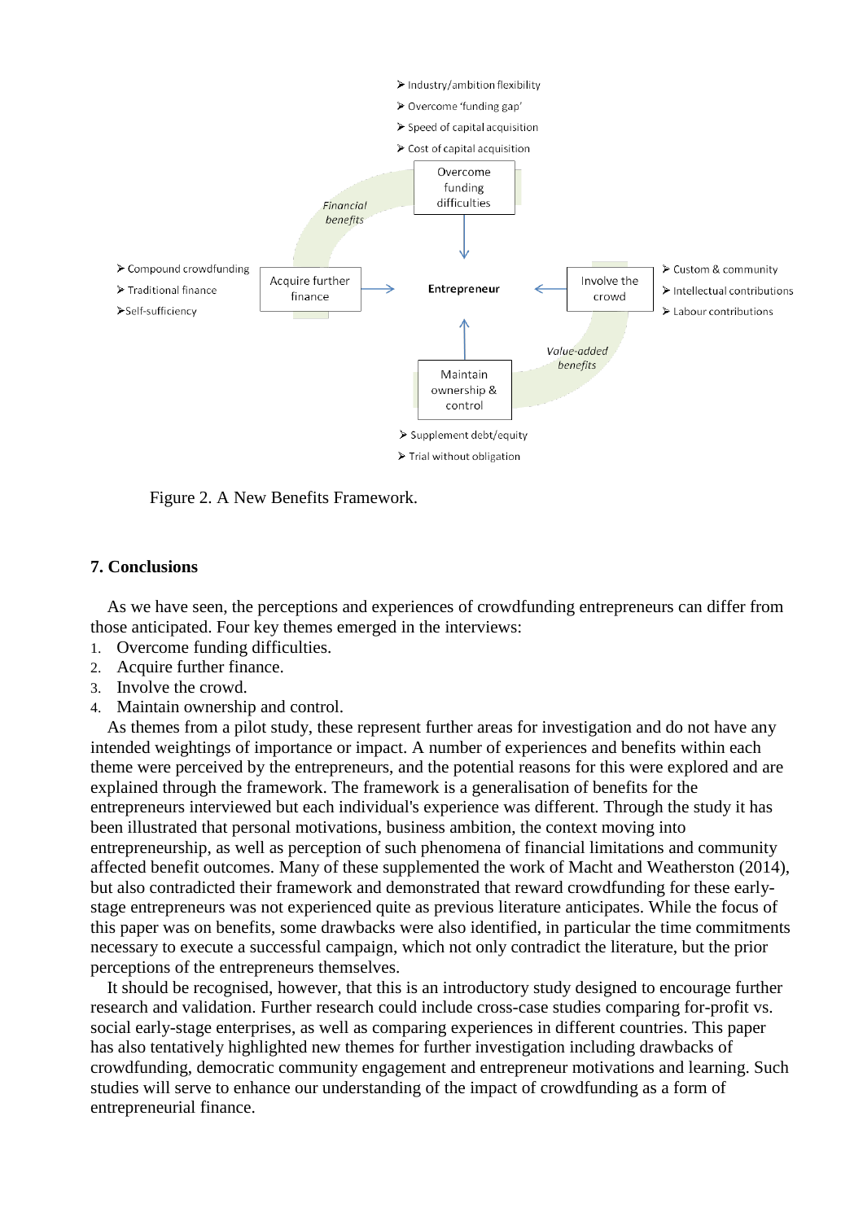Figure 2. A New Benefits Framework.

## 7. Conclusions

As we have seen, the perceptions and experiences of crowdfunding entrepreneurs can differ from those anticipated. Four key themes emerged in the interviews:

1. Overcome funding difficulties.
2. Acquire further finance.
3. Involve the crowd.
4. Maintain ownership and control.

As themes from a pilot study, these represent further areas for investigation and do not have any intended weightings of importance or impact. A number of experiences and benefits within each theme were perceived by the entrepreneurs, and the potential reasons for this were explored and are explained through the framework. The framework is a generalisation of benefits for the entrepreneurs interviewed but each individual's experience was different. Through the study it has been illustrated that personal motivations, business ambition, the context moving into entrepreneurship, as well as perception of such phenomena of financial limitations and community affected benefit outcomes. Many of these supplemented the work of Macht and Weatherston (2014), but also contradicted their framework and demonstrated that reward crowdfunding for these early-stage entrepreneurs was not experienced quite as previous literature anticipates. While the focus of this paper was on benefits, some drawbacks were also identified, in particular the time commitments necessary to execute a successful campaign, which not only contradict the literature, but the prior perceptions of the entrepreneurs themselves.

It should be recognised, however, that this is an introductory study designed to encourage further research and validation. Further research could include cross-case studies comparing for-profit vs. social early-stage enterprises, as well as comparing experiences in different countries. This paper has also tentatively highlighted new themes for further investigation including drawbacks of crowdfunding, democratic community engagement and entrepreneur motivations and learning. Such studies will serve to enhance our understanding of the impact of crowdfunding as a form of entrepreneurial finance.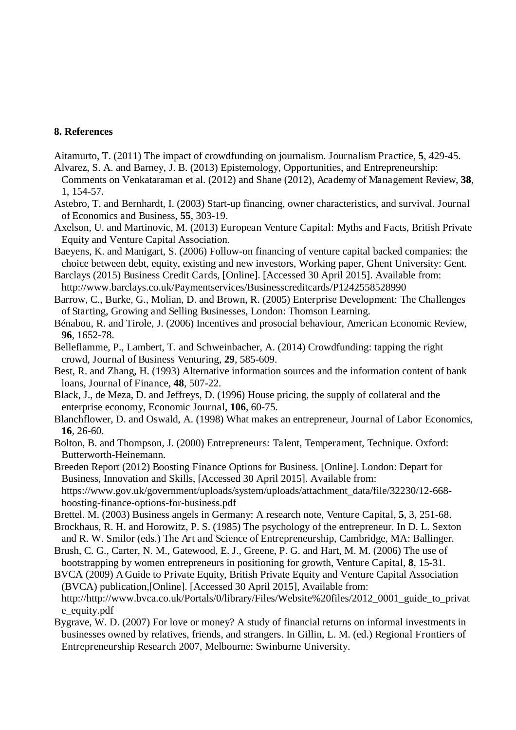## 8. References

Aitamurto, T. (2011) The impact of crowdfunding on journalism. Journalism Practice, **5**, 429-45.

Alvarez, S. A. and Barney, J. B. (2013) Epistemology, Opportunities, and Entrepreneurship: Comments on Venkataraman et al. (2012) and Shane (2012), Academy of Management Review, **38**, 1, 154-57.

Astebro, T. and Bernhardt, I. (2003) Start-up financing, owner characteristics, and survival. Journal of Economics and Business, **55**, 303-19.

Axelson, U. and Martinovic, M. (2013) European Venture Capital: Myths and Facts, British Private Equity and Venture Capital Association.

Baeyens, K. and Manigart, S. (2006) Follow-on financing of venture capital backed companies: the choice between debt, equity, existing and new investors, Working paper, Ghent University: Gent.

Barclays (2015) Business Credit Cards, [Online]. [Accessed 30 April 2015]. Available from: http://www.barclays.co.uk/Paymentservices/Businesscreditcards/P1242558528990

Barrow, C., Burke, G., Molian, D. and Brown, R. (2005) Enterprise Development: The Challenges of Starting, Growing and Selling Businesses, London: Thomson Learning.

Bénabou, R. and Tirole, J. (2006) Incentives and prosocial behaviour, American Economic Review, **96**, 1652-78.

Belleflamme, P., Lambert, T. and Schweinbacher, A. (2014) Crowdfunding: tapping the right crowd, Journal of Business Venturing, **29**, 585-609.

Best, R. and Zhang, H. (1993) Alternative information sources and the information content of bank loans, Journal of Finance, **48**, 507-22.

Black, J., de Meza, D. and Jeffreys, D. (1996) House pricing, the supply of collateral and the enterprise economy, Economic Journal, **106**, 60-75.

Blanchflower, D. and Oswald, A. (1998) What makes an entrepreneur, Journal of Labor Economics, **16**, 26-60.

Bolton, B. and Thompson, J. (2000) Entrepreneurs: Talent, Temperament, Technique. Oxford: Butterworth-Heinemann.

Breeden Report (2012) Boosting Finance Options for Business. [Online]. London: Depart for Business, Innovation and Skills, [Accessed 30 April 2015]. Available from: https://www.gov.uk/government/uploads/system/uploads/attachment_data/file/32230/12-668-boosting-finance-options-for-business.pdf

Brettel. M. (2003) Business angels in Germany: A research note, Venture Capital, **5**, 3, 251-68.

Brockhaus, R. H. and Horowitz, P. S. (1985) The psychology of the entrepreneur. In D. L. Sexton and R. W. Smilor (eds.) The Art and Science of Entrepreneurship, Cambridge, MA: Ballinger.

Brush, C. G., Carter, N. M., Gatewood, E. J., Greene, P. G. and Hart, M. M. (2006) The use of bootstrapping by women entrepreneurs in positioning for growth, Venture Capital, **8**, 15-31.

BVCA (2009) A Guide to Private Equity, British Private Equity and Venture Capital Association (BVCA) publication,[Online]. [Accessed 30 April 2015], Available from: http://http://www.bvca.co.uk/Portals/0/library/Files/Website%20files/2012_0001_guide_to_private_equity.pdf

Bygrave, W. D. (2007) For love or money? A study of financial returns on informal investments in businesses owned by relatives, friends, and strangers. In Gillin, L. M. (ed.) Regional Frontiers of Entrepreneurship Research 2007, Melbourne: Swinburne University.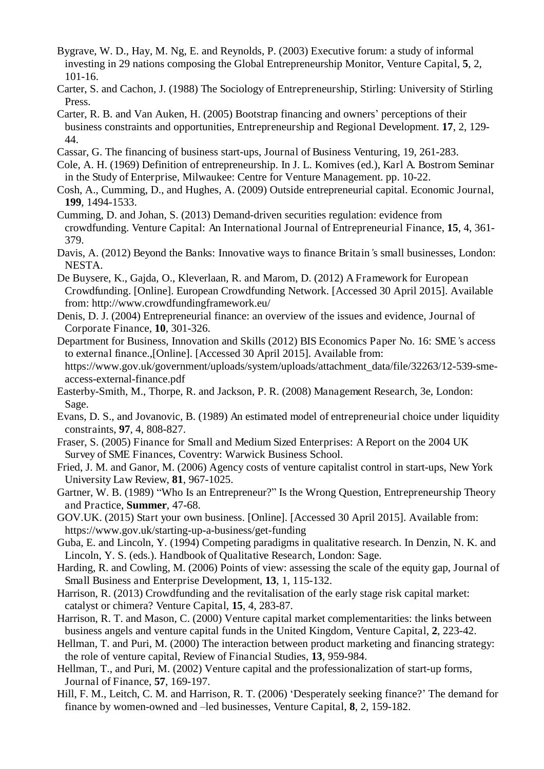Bygrave, W. D., Hay, M. Ng, E. and Reynolds, P. (2003) Executive forum: a study of informal investing in 29 nations composing the Global Entrepreneurship Monitor, Venture Capital, **5**, 2, 101-16.

Carter, S. and Cachon, J. (1988) The Sociology of Entrepreneurship, Stirling: University of Stirling Press.

Carter, R. B. and Van Auken, H. (2005) Bootstrap financing and owners' perceptions of their business constraints and opportunities, Entrepreneurship and Regional Development. **17**, 2, 129-44.

Cassar, G. The financing of business start-ups, Journal of Business Venturing, 19, 261-283.

Cole, A. H. (1969) Definition of entrepreneurship. In J. L. Komives (ed.), Karl A. Bostrom Seminar in the Study of Enterprise, Milwaukee: Centre for Venture Management. pp. 10-22.

Cosh, A., Cumming, D., and Hughes, A. (2009) Outside entrepreneurial capital. Economic Journal, **199**, 1494-1533.

Cumming, D. and Johan, S. (2013) Demand-driven securities regulation: evidence from crowdfunding. Venture Capital: An International Journal of Entrepreneurial Finance, **15**, 4, 361-379.

Davis, A. (2012) Beyond the Banks: Innovative ways to finance Britain's small businesses, London: NESTA.

De Buysere, K., Gajda, O., Kleverlaan, R. and Marom, D. (2012) A Framework for European Crowdfunding. [Online]. European Crowdfunding Network. [Accessed 30 April 2015]. Available from: http://www.crowdfundingframework.eu/

Denis, D. J. (2004) Entrepreneurial finance: an overview of the issues and evidence, Journal of Corporate Finance, **10**, 301-326.

Department for Business, Innovation and Skills (2012) BIS Economics Paper No. 16: SME's access to external finance.,[Online]. [Accessed 30 April 2015]. Available from: https://www.gov.uk/government/uploads/system/uploads/attachment_data/file/32263/12-539-sme-access-external-finance.pdf

Easterby-Smith, M., Thorpe, R. and Jackson, P. R. (2008) Management Research, 3e, London: Sage.

Evans, D. S., and Jovanovic, B. (1989) An estimated model of entrepreneurial choice under liquidity constraints, **97**, 4, 808-827.

Fraser, S. (2005) Finance for Small and Medium Sized Enterprises: A Report on the 2004 UK Survey of SME Finances, Coventry: Warwick Business School.

Fried, J. M. and Ganor, M. (2006) Agency costs of venture capitalist control in start-ups, New York University Law Review, **81**, 967-1025.

Gartner, W. B. (1989) "Who Is an Entrepreneur?" Is the Wrong Question, Entrepreneurship Theory and Practice, **Summer**, 47-68.

GOV.UK. (2015) Start your own business. [Online]. [Accessed 30 April 2015]. Available from: https://www.gov.uk/starting-up-a-business/get-funding

Guba, E. and Lincoln, Y. (1994) Competing paradigms in qualitative research. In Denzin, N. K. and Lincoln, Y. S. (eds.). Handbook of Qualitative Research, London: Sage.

Harding, R. and Cowling, M. (2006) Points of view: assessing the scale of the equity gap, Journal of Small Business and Enterprise Development, **13**, 1, 115-132.

Harrison, R. (2013) Crowdfunding and the revitalisation of the early stage risk capital market: catalyst or chimera? Venture Capital, **15**, 4, 283-87.

Harrison, R. T. and Mason, C. (2000) Venture capital market complementarities: the links between business angels and venture capital funds in the United Kingdom, Venture Capital, **2**, 223-42.

Hellman, T. and Puri, M. (2000) The interaction between product marketing and financing strategy: the role of venture capital, Review of Financial Studies, **13**, 959-984.

Hellman, T., and Puri, M. (2002) Venture capital and the professionalization of start-up forms, Journal of Finance, **57**, 169-197.

Hill, F. M., Leitch, C. M. and Harrison, R. T. (2006) 'Desperately seeking finance?' The demand for finance by women-owned and –led businesses, Venture Capital, **8**, 2, 159-182.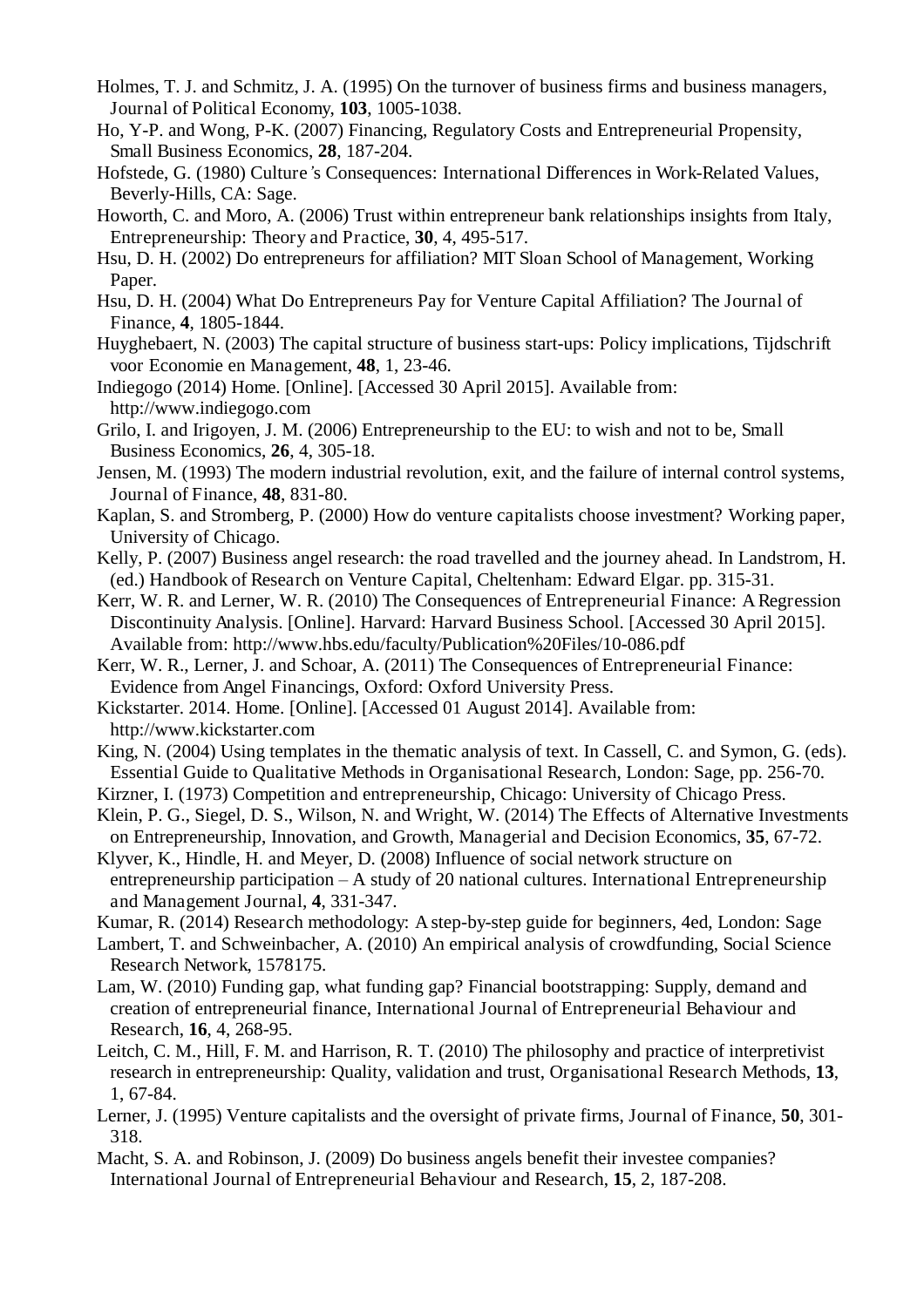Holmes, T. J. and Schmitz, J. A. (1995) On the turnover of business firms and business managers, Journal of Political Economy, **103**, 1005-1038.

Ho, Y-P. and Wong, P-K. (2007) Financing, Regulatory Costs and Entrepreneurial Propensity, Small Business Economics, **28**, 187-204.

Hofstede, G. (1980) Culture's Consequences: International Differences in Work-Related Values, Beverly-Hills, CA: Sage.

Howorth, C. and Moro, A. (2006) Trust within entrepreneur bank relationships insights from Italy, Entrepreneurship: Theory and Practice, **30**, 4, 495-517.

Hsu, D. H. (2002) Do entrepreneurs for affiliation? MIT Sloan School of Management, Working Paper.

Hsu, D. H. (2004) What Do Entrepreneurs Pay for Venture Capital Affiliation? The Journal of Finance, **4**, 1805-1844.

Huyghebaert, N. (2003) The capital structure of business start-ups: Policy implications, Tijdschrift voor Economie en Management, **48**, 1, 23-46.

Indiegogo (2014) Home. [Online]. [Accessed 30 April 2015]. Available from: http://www.indiegogo.com

Grilo, I. and Irigoyen, J. M. (2006) Entrepreneurship to the EU: to wish and not to be, Small Business Economics, **26**, 4, 305-18.

Jensen, M. (1993) The modern industrial revolution, exit, and the failure of internal control systems, Journal of Finance, **48**, 831-80.

Kaplan, S. and Stromberg, P. (2000) How do venture capitalists choose investment? Working paper, University of Chicago.

Kelly, P. (2007) Business angel research: the road travelled and the journey ahead. In Landstrom, H. (ed.) Handbook of Research on Venture Capital, Cheltenham: Edward Elgar. pp. 315-31.

Kerr, W. R. and Lerner, W. R. (2010) The Consequences of Entrepreneurial Finance: A Regression Discontinuity Analysis. [Online]. Harvard: Harvard Business School. [Accessed 30 April 2015]. Available from: http://www.hbs.edu/faculty/Publication%20Files/10-086.pdf

Kerr, W. R., Lerner, J. and Schoar, A. (2011) The Consequences of Entrepreneurial Finance: Evidence from Angel Financings, Oxford: Oxford University Press.

Kickstarter. 2014. Home. [Online]. [Accessed 01 August 2014]. Available from: http://www.kickstarter.com

King, N. (2004) Using templates in the thematic analysis of text. In Cassell, C. and Symon, G. (eds). Essential Guide to Qualitative Methods in Organisational Research, London: Sage, pp. 256-70.

Kirzner, I. (1973) Competition and entrepreneurship, Chicago: University of Chicago Press.

Klein, P. G., Siegel, D. S., Wilson, N. and Wright, W. (2014) The Effects of Alternative Investments on Entrepreneurship, Innovation, and Growth, Managerial and Decision Economics, **35**, 67-72.

Klyver, K., Hindle, H. and Meyer, D. (2008) Influence of social network structure on entrepreneurship participation – A study of 20 national cultures. International Entrepreneurship and Management Journal, **4**, 331-347.

Kumar, R. (2014) Research methodology: A step-by-step guide for beginners, 4ed, London: Sage

Lambert, T. and Schweinbacher, A. (2010) An empirical analysis of crowdfunding, Social Science Research Network, 1578175.

Lam, W. (2010) Funding gap, what funding gap? Financial bootstrapping: Supply, demand and creation of entrepreneurial finance, International Journal of Entrepreneurial Behaviour and Research, **16**, 4, 268-95.

Leitch, C. M., Hill, F. M. and Harrison, R. T. (2010) The philosophy and practice of interpretivist research in entrepreneurship: Quality, validation and trust, Organisational Research Methods, **13**, 1, 67-84.

Lerner, J. (1995) Venture capitalists and the oversight of private firms, Journal of Finance, **50**, 301-318.

Macht, S. A. and Robinson, J. (2009) Do business angels benefit their investee companies? International Journal of Entrepreneurial Behaviour and Research, **15**, 2, 187-208.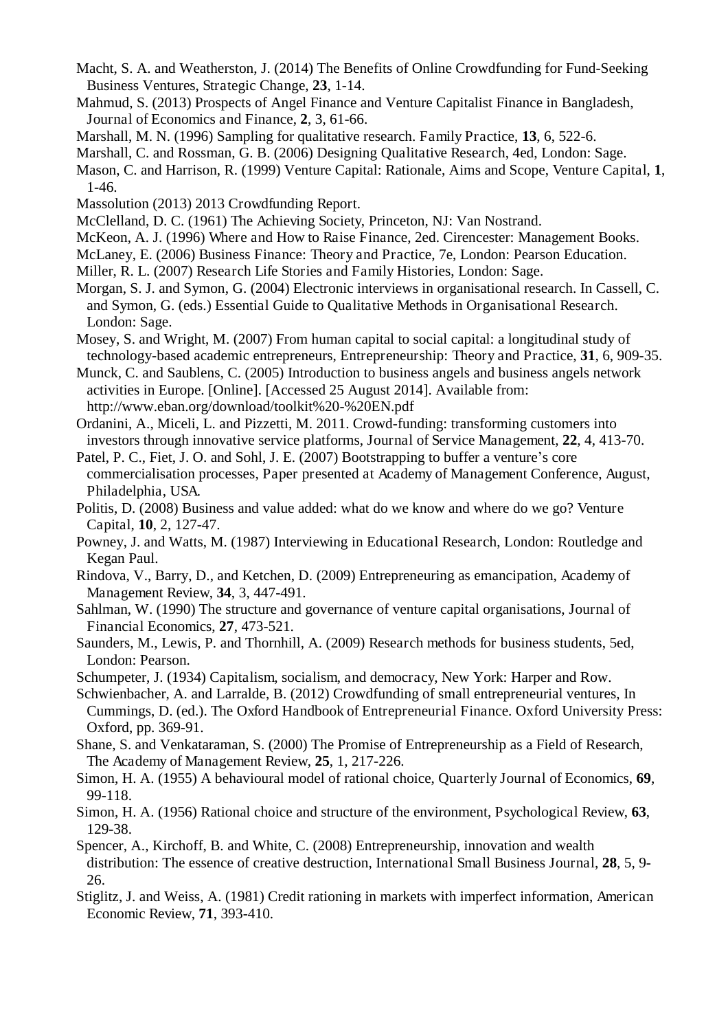Macht, S. A. and Weatherston, J. (2014) The Benefits of Online Crowdfunding for Fund-Seeking Business Ventures, Strategic Change, **23**, 1-14.

Mahmud, S. (2013) Prospects of Angel Finance and Venture Capitalist Finance in Bangladesh, Journal of Economics and Finance, **2**, 3, 61-66.

Marshall, M. N. (1996) Sampling for qualitative research. Family Practice, **13**, 6, 522-6.

Marshall, C. and Rossman, G. B. (2006) Designing Qualitative Research, 4ed, London: Sage.

Mason, C. and Harrison, R. (1999) Venture Capital: Rationale, Aims and Scope, Venture Capital, **1**, 1-46.

Massolution (2013) 2013 Crowdfunding Report.

McClelland, D. C. (1961) The Achieving Society, Princeton, NJ: Van Nostrand.

McKeon, A. J. (1996) Where and How to Raise Finance, 2ed. Cirencester: Management Books.

McLaney, E. (2006) Business Finance: Theory and Practice, 7e, London: Pearson Education.

Miller, R. L. (2007) Research Life Stories and Family Histories, London: Sage.

Morgan, S. J. and Symon, G. (2004) Electronic interviews in organisational research. In Cassell, C. and Symon, G. (eds.) Essential Guide to Qualitative Methods in Organisational Research. London: Sage.

Mosey, S. and Wright, M. (2007) From human capital to social capital: a longitudinal study of technology-based academic entrepreneurs, Entrepreneurship: Theory and Practice, **31**, 6, 909-35.

Munck, C. and Saublens, C. (2005) Introduction to business angels and business angels network activities in Europe. [Online]. [Accessed 25 August 2014]. Available from: http://www.eban.org/download/toolkit%20-%20EN.pdf

Ordanini, A., Miceli, L. and Pizzetti, M. 2011. Crowd-funding: transforming customers into investors through innovative service platforms, Journal of Service Management, **22**, 4, 413-70.

Patel, P. C., Fiet, J. O. and Sohl, J. E. (2007) Bootstrapping to buffer a venture's core commercialisation processes, Paper presented at Academy of Management Conference, August, Philadelphia, USA.

Politis, D. (2008) Business and value added: what do we know and where do we go? Venture Capital, **10**, 2, 127-47.

Powney, J. and Watts, M. (1987) Interviewing in Educational Research, London: Routledge and Kegan Paul.

Rindova, V., Barry, D., and Ketchen, D. (2009) Entrepreneuring as emancipation, Academy of Management Review, **34**, 3, 447-491.

Sahlman, W. (1990) The structure and governance of venture capital organisations, Journal of Financial Economics, **27**, 473-521.

Saunders, M., Lewis, P. and Thornhill, A. (2009) Research methods for business students, 5ed, London: Pearson.

Schumpeter, J. (1934) Capitalism, socialism, and democracy, New York: Harper and Row.

Schwienbacher, A. and Larralde, B. (2012) Crowdfunding of small entrepreneurial ventures, In Cummings, D. (ed.). The Oxford Handbook of Entrepreneurial Finance. Oxford University Press: Oxford, pp. 369-91.

Shane, S. and Venkataraman, S. (2000) The Promise of Entrepreneurship as a Field of Research, The Academy of Management Review, **25**, 1, 217-226.

Simon, H. A. (1955) A behavioural model of rational choice, Quarterly Journal of Economics, **69**, 99-118.

Simon, H. A. (1956) Rational choice and structure of the environment, Psychological Review, **63**, 129-38.

Spencer, A., Kirchoff, B. and White, C. (2008) Entrepreneurship, innovation and wealth distribution: The essence of creative destruction, International Small Business Journal, **28**, 5, 9-26.

Stiglitz, J. and Weiss, A. (1981) Credit rationing in markets with imperfect information, American Economic Review, **71**, 393-410.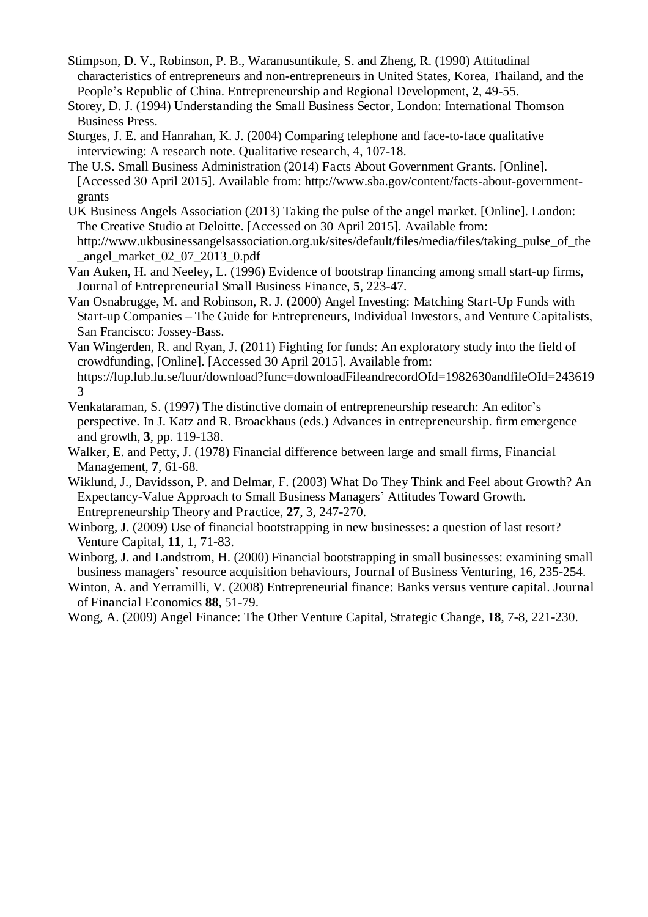Stimpson, D. V., Robinson, P. B., Waranusuntikule, S. and Zheng, R. (1990) Attitudinal characteristics of entrepreneurs and non-entrepreneurs in United States, Korea, Thailand, and the People's Republic of China. Entrepreneurship and Regional Development, **2**, 49-55.

Storey, D. J. (1994) Understanding the Small Business Sector, London: International Thomson Business Press.

Sturges, J. E. and Hanrahan, K. J. (2004) Comparing telephone and face-to-face qualitative interviewing: A research note. Qualitative research, 4, 107-18.

The U.S. Small Business Administration (2014) Facts About Government Grants. [Online]. [Accessed 30 April 2015]. Available from: http://www.sba.gov/content/facts-about-government-grants

UK Business Angels Association (2013) Taking the pulse of the angel market. [Online]. London: The Creative Studio at Deloitte. [Accessed on 30 April 2015]. Available from: http://www.ukbusinessangelsassociation.org.uk/sites/default/files/media/files/taking_pulse_of_the_angel_market_02_07_2013_0.pdf

Van Auken, H. and Neeley, L. (1996) Evidence of bootstrap financing among small start-up firms, Journal of Entrepreneurial Small Business Finance, **5**, 223-47.

Van Osnabrugge, M. and Robinson, R. J. (2000) Angel Investing: Matching Start-Up Funds with Start-up Companies – The Guide for Entrepreneurs, Individual Investors, and Venture Capitalists, San Francisco: Jossey-Bass.

Van Wingerden, R. and Ryan, J. (2011) Fighting for funds: An exploratory study into the field of crowdfunding, [Online]. [Accessed 30 April 2015]. Available from: https://lup.lub.lu.se/luur/download?func=downloadFileandrecordOId=1982630andfileOId=2436193

Venkataraman, S. (1997) The distinctive domain of entrepreneurship research: An editor's perspective. In J. Katz and R. Broackhaus (eds.) Advances in entrepreneurship. firm emergence and growth, **3**, pp. 119-138.

Walker, E. and Petty, J. (1978) Financial difference between large and small firms, Financial Management, **7**, 61-68.

Wiklund, J., Davidsson, P. and Delmar, F. (2003) What Do They Think and Feel about Growth? An Expectancy-Value Approach to Small Business Managers' Attitudes Toward Growth. Entrepreneurship Theory and Practice, **27**, 3, 247-270.

Winborg, J. (2009) Use of financial bootstrapping in new businesses: a question of last resort? Venture Capital, **11**, 1, 71-83.

Winborg, J. and Landstrom, H. (2000) Financial bootstrapping in small businesses: examining small business managers' resource acquisition behaviours, Journal of Business Venturing, 16, 235-254.

Winton, A. and Yerramilli, V. (2008) Entrepreneurial finance: Banks versus venture capital. Journal of Financial Economics **88**, 51-79.

Wong, A. (2009) Angel Finance: The Other Venture Capital, Strategic Change, **18**, 7-8, 221-230.